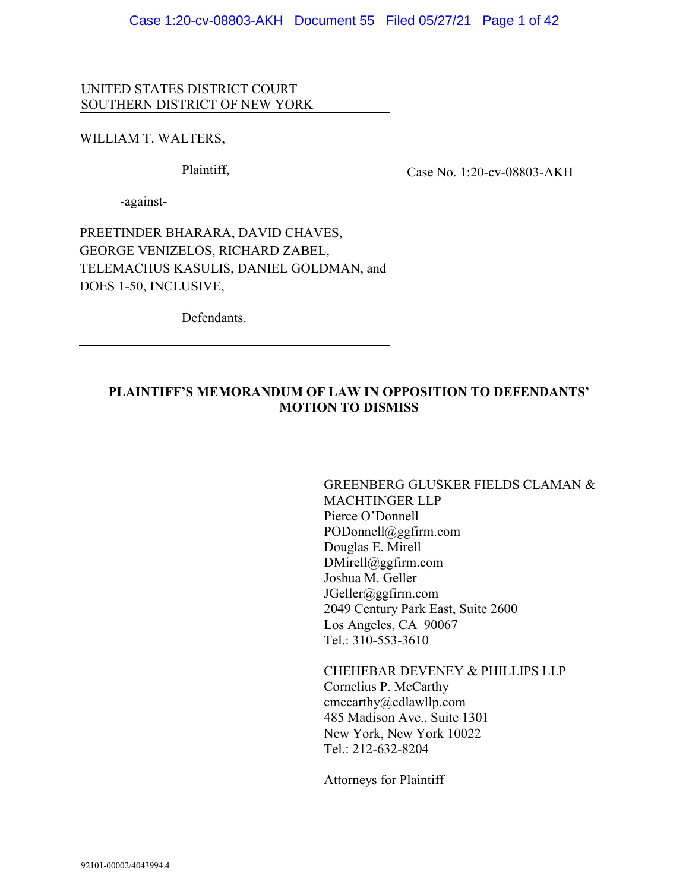UNITED STATES DISTRICT COURT
SOUTHERN DISTRICT OF NEW YORK

WILLIAM T. WALTERS,

Plaintiff,

-against-

PREETINDER BHARARA, DAVID CHAVES, GEORGE VENIZELOS, RICHARD ZABEL, TELEMACHUS KASULIS, DANIEL GOLDMAN, and DOES 1-50, INCLUSIVE,

Defendants.

Case No. 1:20-cv-08803-AKH

**PLAINTIFF'S MEMORANDUM OF LAW IN OPPOSITION TO DEFENDANTS' MOTION TO DISMISS**

GREENBERG GLUSKER FIELDS CLAMAN & MACHTINGER LLP
Pierce O'Donnell
PODonnell@ggfirm.com
Douglas E. Mirell
DMirell@ggfirm.com
Joshua M. Geller
JGeller@ggfirm.com
2049 Century Park East, Suite 2600
Los Angeles, CA 90067
Tel.: 310-553-3610

CHEHEBAR DEVENEY & PHILLIPS LLP
Cornelius P. McCarthy
cmccarthy@cdlawllp.com
485 Madison Ave., Suite 1301
New York, New York 10022
Tel.: 212-632-8204

Attorneys for Plaintiff

92101-00002/4043994.4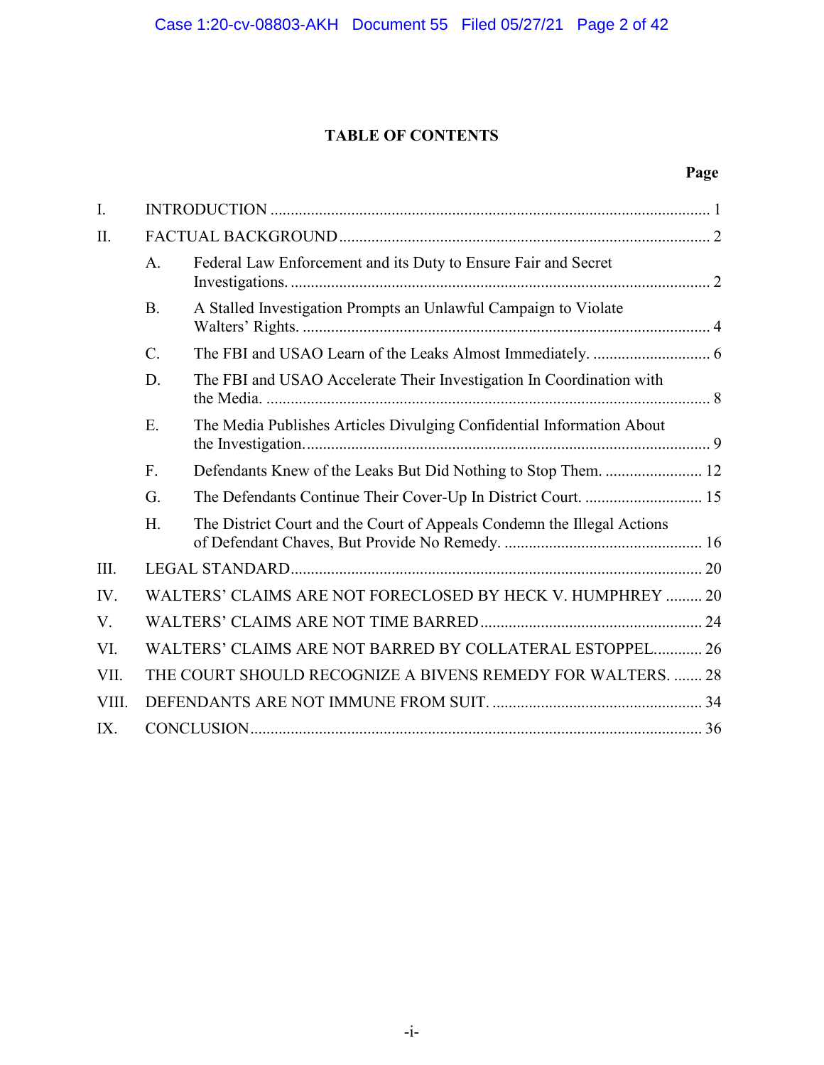## TABLE OF CONTENTS

| | | Page |
|---|---|---|
| I. | INTRODUCTION | 1 |
| II. | FACTUAL BACKGROUND | 2 |
| | A. Federal Law Enforcement and its Duty to Ensure Fair and Secret Investigations. | 2 |
| | B. A Stalled Investigation Prompts an Unlawful Campaign to Violate Walters' Rights. | 4 |
| | C. The FBI and USAO Learn of the Leaks Almost Immediately. | 6 |
| | D. The FBI and USAO Accelerate Their Investigation In Coordination with the Media. | 8 |
| | E. The Media Publishes Articles Divulging Confidential Information About the Investigation. | 9 |
| | F. Defendants Knew of the Leaks But Did Nothing to Stop Them. | 12 |
| | G. The Defendants Continue Their Cover-Up In District Court. | 15 |
| | H. The District Court and the Court of Appeals Condemn the Illegal Actions of Defendant Chaves, But Provide No Remedy. | 16 |
| III. | LEGAL STANDARD | 20 |
| IV. | WALTERS' CLAIMS ARE NOT FORECLOSED BY HECK V. HUMPHREY | 20 |
| V. | WALTERS' CLAIMS ARE NOT TIME BARRED | 24 |
| VI. | WALTERS' CLAIMS ARE NOT BARRED BY COLLATERAL ESTOPPEL | 26 |
| VII. | THE COURT SHOULD RECOGNIZE A BIVENS REMEDY FOR WALTERS. | 28 |
| VIII. | DEFENDANTS ARE NOT IMMUNE FROM SUIT. | 34 |
| IX. | CONCLUSION | 36 |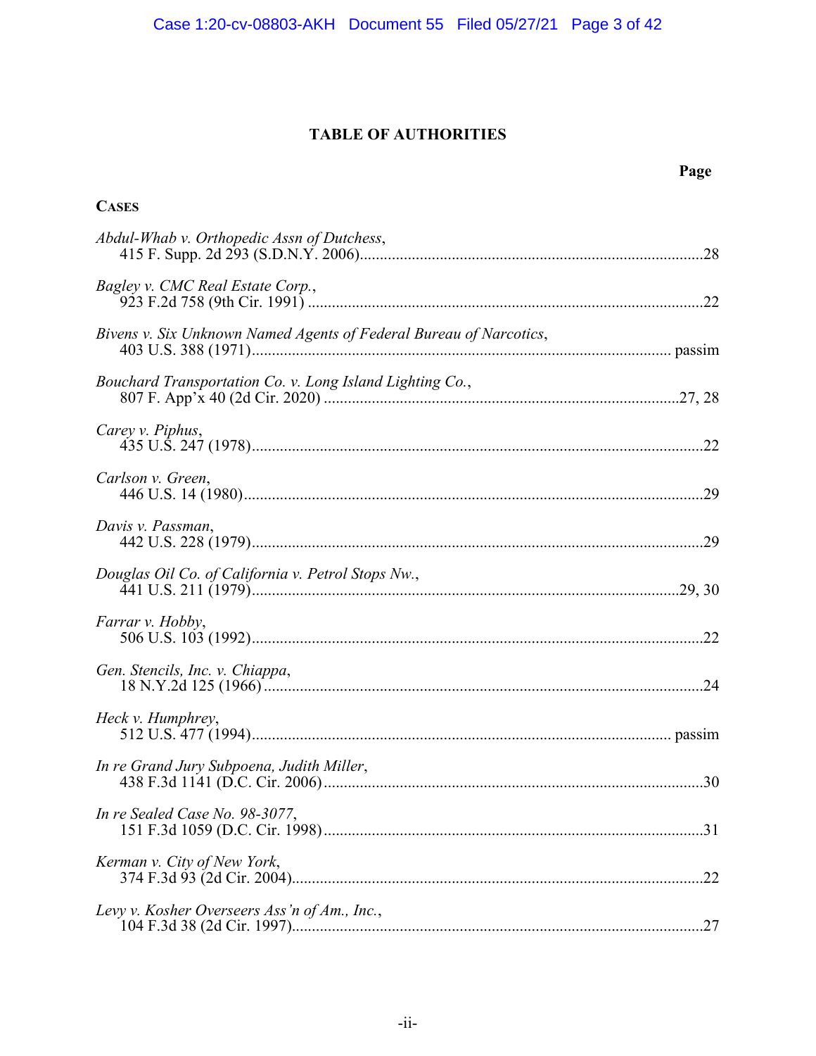# TABLE OF AUTHORITIES

**Page**

**CASES**

*Abdul-Whab v. Orthopedic Assn of Dutchess*,
415 F. Supp. 2d 293 (S.D.N.Y. 2006)....................................................................................28

*Bagley v. CMC Real Estate Corp.*,
923 F.2d 758 (9th Cir. 1991) ..................................................................................................22

*Bivens v. Six Unknown Named Agents of Federal Bureau of Narcotics*,
403 U.S. 388 (1971)......................................................................................................... passim

*Bouchard Transportation Co. v. Long Island Lighting Co.*,
807 F. App'x 40 (2d Cir. 2020) .........................................................................................27, 28

*Carey v. Piphus*,
435 U.S. 247 (1978)................................................................................................................22

*Carlson v. Green*,
446 U.S. 14 (1980)..................................................................................................................29

*Davis v. Passman*,
442 U.S. 228 (1979)................................................................................................................29

*Douglas Oil Co. of California v. Petrol Stops Nw.*,
441 U.S. 211 (1979)..........................................................................................................29, 30

*Farrar v. Hobby*,
506 U.S. 103 (1992)................................................................................................................22

*Gen. Stencils, Inc. v. Chiappa*,
18 N.Y.2d 125 (1966) .............................................................................................................24

*Heck v. Humphrey*,
512 U.S. 477 (1994)......................................................................................................... passim

*In re Grand Jury Subpoena, Judith Miller*,
438 F.3d 1141 (D.C. Cir. 2006)..............................................................................................30

*In re Sealed Case No. 98-3077*,
151 F.3d 1059 (D.C. Cir. 1998)..............................................................................................31

*Kerman v. City of New York*,
374 F.3d 93 (2d Cir. 2004).......................................................................................................22

*Levy v. Kosher Overseers Ass'n of Am., Inc.*,
104 F.3d 38 (2d Cir. 1997).......................................................................................................27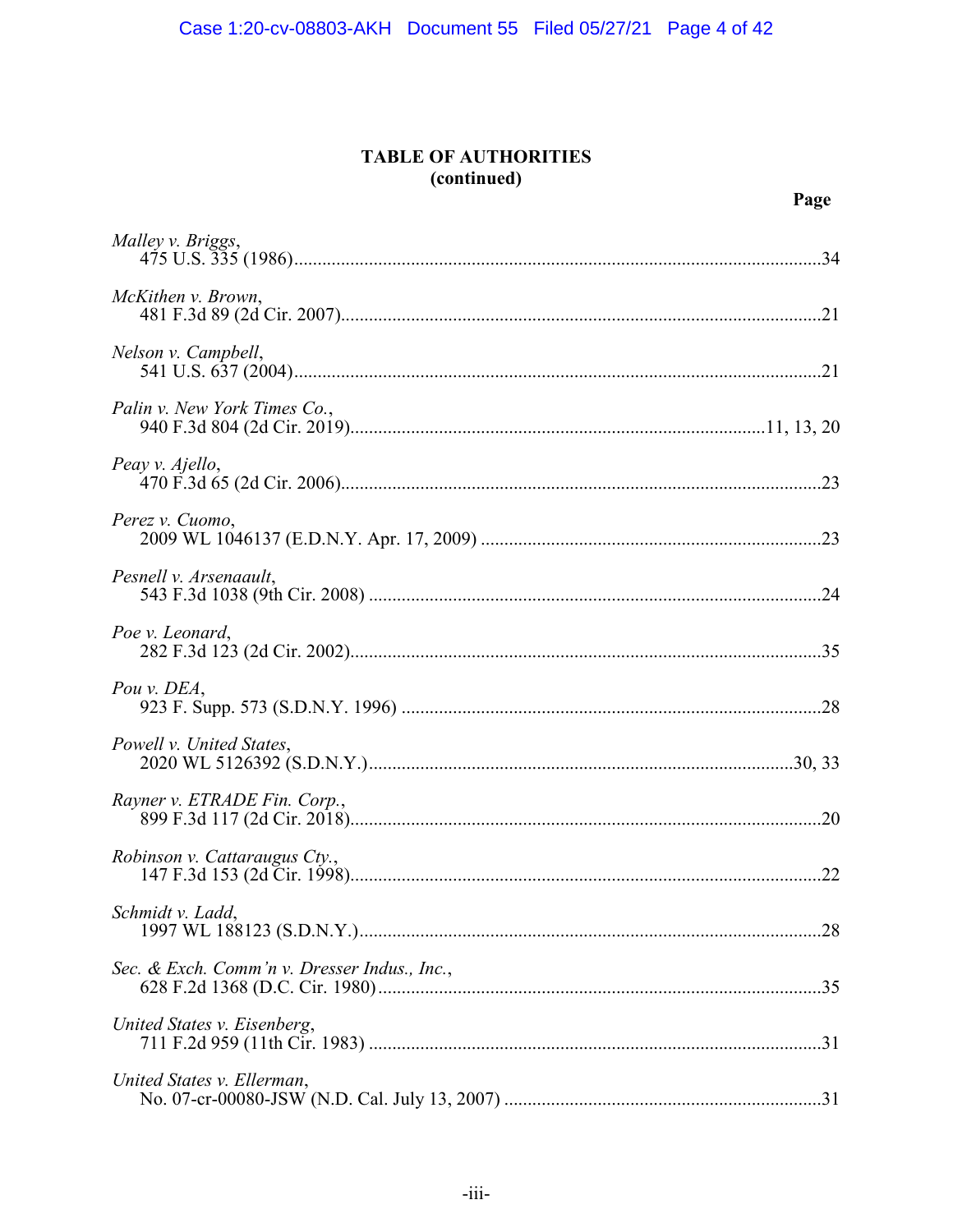## TABLE OF AUTHORITIES
## (continued)

**Page**

*Malley v. Briggs*,
475 U.S. 335 (1986)................................................................................................................34

*McKithen v. Brown*,
481 F.3d 89 (2d Cir. 2007)......................................................................................................21

*Nelson v. Campbell*,
541 U.S. 637 (2004)................................................................................................................21

*Palin v. New York Times Co.*,
940 F.3d 804 (2d Cir. 2019)......................................................................................11, 13, 20

*Peay v. Ajello*,
470 F.3d 65 (2d Cir. 2006)......................................................................................................23

*Perez v. Cuomo*,
2009 WL 1046137 (E.D.N.Y. Apr. 17, 2009) ........................................................................23

*Pesnell v. Arsenaault*,
543 F.3d 1038 (9th Cir. 2008) ................................................................................................24

*Poe v. Leonard*,
282 F.3d 123 (2d Cir. 2002)....................................................................................................35

*Pou v. DEA*,
923 F. Supp. 573 (S.D.N.Y. 1996) .........................................................................................28

*Powell v. United States*,
2020 WL 5126392 (S.D.N.Y.)..........................................................................................30, 33

*Rayner v. ETRADE Fin. Corp.*,
899 F.3d 117 (2d Cir. 2018)....................................................................................................20

*Robinson v. Cattaraugus Cty.*,
147 F.3d 153 (2d Cir. 1998)....................................................................................................22

*Schmidt v. Ladd*,
1997 WL 188123 (S.D.N.Y.)..................................................................................................28

*Sec. & Exch. Comm'n v. Dresser Indus., Inc.*,
628 F.2d 1368 (D.C. Cir. 1980)..............................................................................................35

*United States v. Eisenberg*,
711 F.2d 959 (11th Cir. 1983) ................................................................................................31

*United States v. Ellerman*,
No. 07-cr-00080-JSW (N.D. Cal. July 13, 2007) ....................................................................31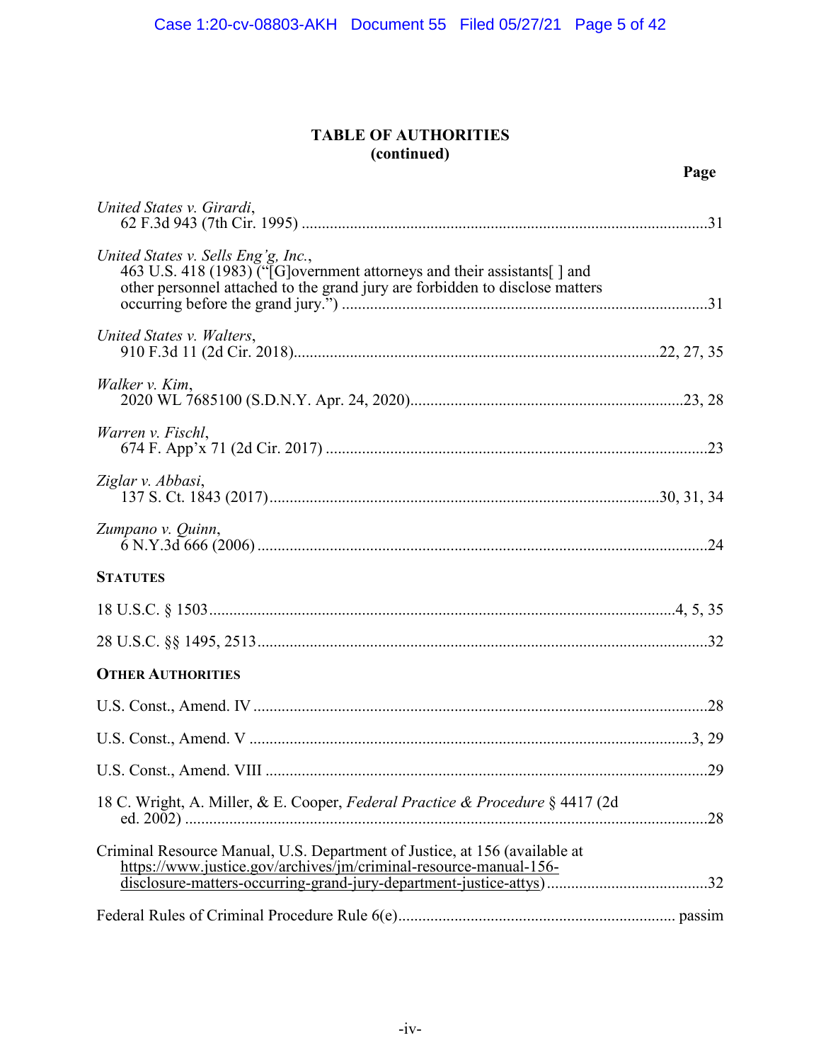# TABLE OF AUTHORITIES
## (continued)

**Page**

*United States v. Girardi*,
62 F.3d 943 (7th Cir. 1995) ....................................................................................................31

*United States v. Sells Eng'g, Inc.*,
463 U.S. 418 (1983) ("[G]overnment attorneys and their assistants[ ] and other personnel attached to the grand jury are forbidden to disclose matters occurring before the grand jury.") ..........................................................................................31

*United States v. Walters*,
910 F.3d 11 (2d Cir. 2018).........................................................................................22, 27, 35

*Walker v. Kim*,
2020 WL 7685100 (S.D.N.Y. Apr. 24, 2020)...................................................................23, 28

*Warren v. Fischl*,
674 F. App'x 71 (2d Cir. 2017) ..............................................................................................23

*Ziglar v. Abbasi*,
137 S. Ct. 1843 (2017)...............................................................................................30, 31, 34

*Zumpano v. Quinn*,
6 N.Y.3d 666 (2006) ...............................................................................................................24

**STATUTES**

18 U.S.C. § 1503...................................................................................................................4, 5, 35

28 U.S.C. §§ 1495, 2513...............................................................................................................32

**OTHER AUTHORITIES**

U.S. Const., Amend. IV ................................................................................................................28

U.S. Const., Amend. V .............................................................................................................3, 29

U.S. Const., Amend. VIII ............................................................................................................29

18 C. Wright, A. Miller, & E. Cooper, *Federal Practice & Procedure* § 4417 (2d ed. 2002) .................................................................................................................................28

Criminal Resource Manual, U.S. Department of Justice, at 156 (available at https://www.justice.gov/archives/jm/criminal-resource-manual-156-disclosure-matters-occurring-grand-jury-department-justice-attys).......................................32

Federal Rules of Criminal Procedure Rule 6(e).................................................................... passim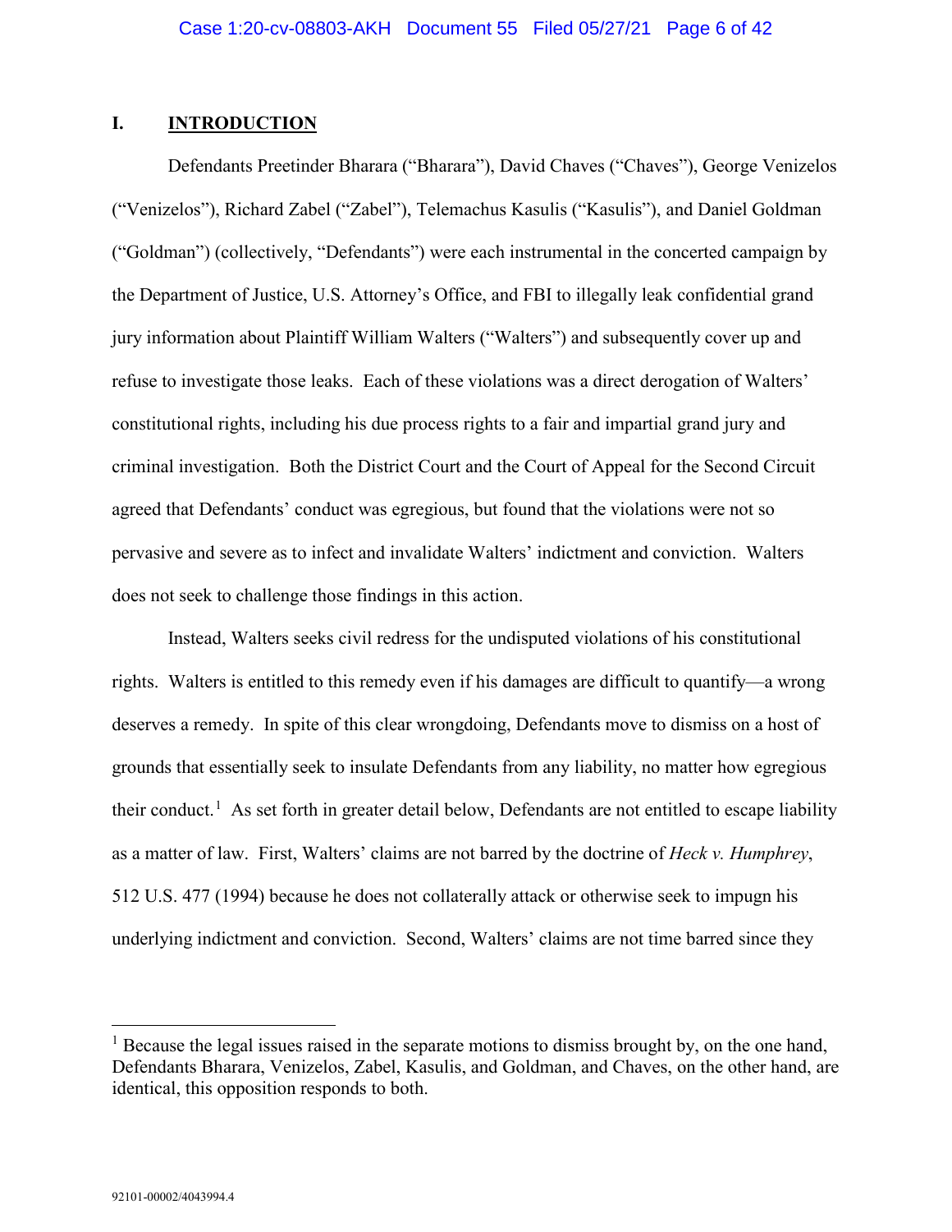## I. INTRODUCTION

Defendants Preetinder Bharara ("Bharara"), David Chaves ("Chaves"), George Venizelos ("Venizelos"), Richard Zabel ("Zabel"), Telemachus Kasulis ("Kasulis"), and Daniel Goldman ("Goldman") (collectively, "Defendants") were each instrumental in the concerted campaign by the Department of Justice, U.S. Attorney's Office, and FBI to illegally leak confidential grand jury information about Plaintiff William Walters ("Walters") and subsequently cover up and refuse to investigate those leaks. Each of these violations was a direct derogation of Walters' constitutional rights, including his due process rights to a fair and impartial grand jury and criminal investigation. Both the District Court and the Court of Appeal for the Second Circuit agreed that Defendants' conduct was egregious, but found that the violations were not so pervasive and severe as to infect and invalidate Walters' indictment and conviction. Walters does not seek to challenge those findings in this action.

Instead, Walters seeks civil redress for the undisputed violations of his constitutional rights. Walters is entitled to this remedy even if his damages are difficult to quantify—a wrong deserves a remedy. In spite of this clear wrongdoing, Defendants move to dismiss on a host of grounds that essentially seek to insulate Defendants from any liability, no matter how egregious their conduct.[1] As set forth in greater detail below, Defendants are not entitled to escape liability as a matter of law. First, Walters' claims are not barred by the doctrine of *Heck v. Humphrey*, 512 U.S. 477 (1994) because he does not collaterally attack or otherwise seek to impugn his underlying indictment and conviction. Second, Walters' claims are not time barred since they

[1] Because the legal issues raised in the separate motions to dismiss brought by, on the one hand, Defendants Bharara, Venizelos, Zabel, Kasulis, and Goldman, and Chaves, on the other hand, are identical, this opposition responds to both.

92101-00002/4043994.4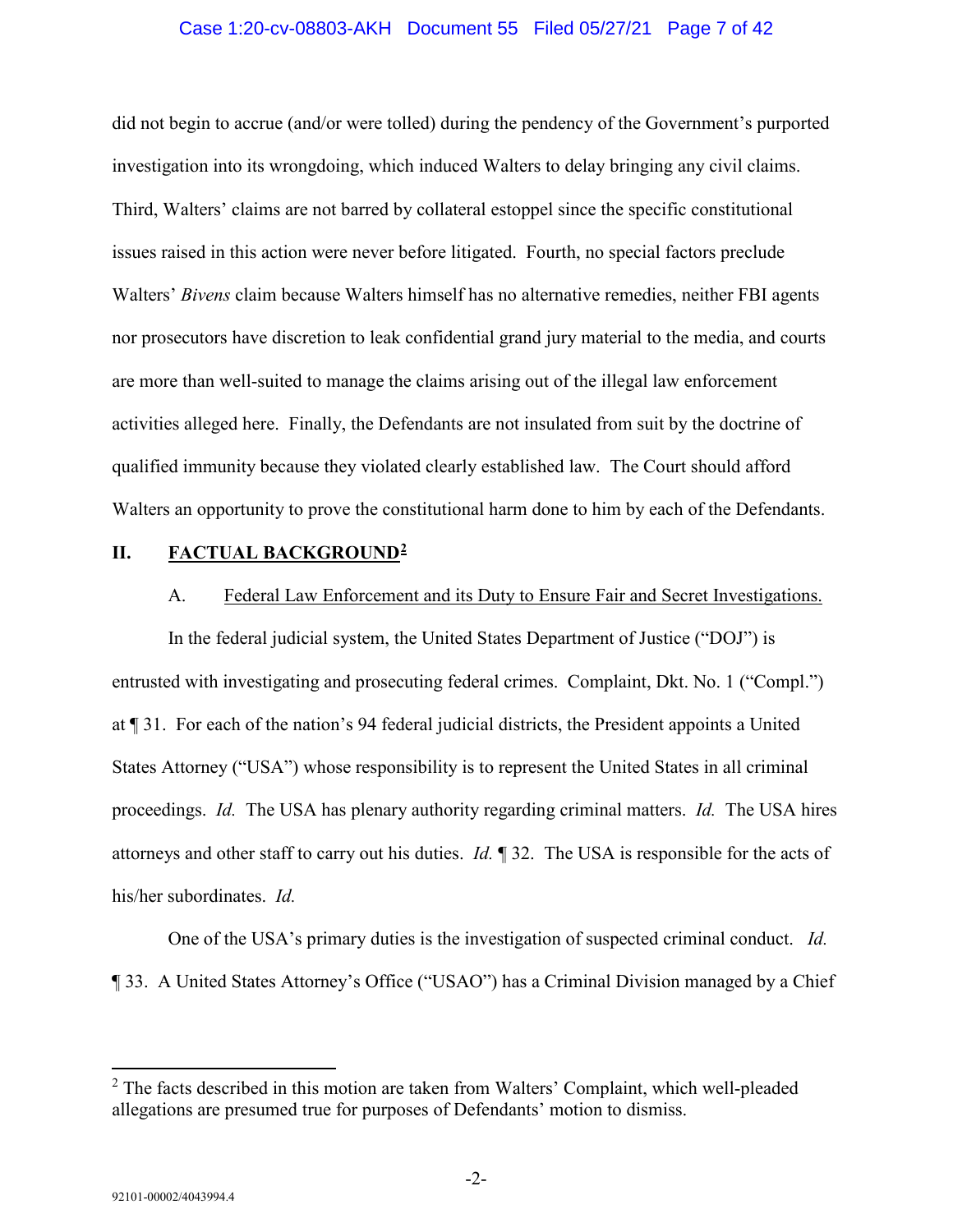did not begin to accrue (and/or were tolled) during the pendency of the Government's purported investigation into its wrongdoing, which induced Walters to delay bringing any civil claims. Third, Walters' claims are not barred by collateral estoppel since the specific constitutional issues raised in this action were never before litigated. Fourth, no special factors preclude Walters' *Bivens* claim because Walters himself has no alternative remedies, neither FBI agents nor prosecutors have discretion to leak confidential grand jury material to the media, and courts are more than well-suited to manage the claims arising out of the illegal law enforcement activities alleged here. Finally, the Defendants are not insulated from suit by the doctrine of qualified immunity because they violated clearly established law. The Court should afford Walters an opportunity to prove the constitutional harm done to him by each of the Defendants.

## II. <u>FACTUAL BACKGROUND</u>[2]

### A. <u>Federal Law Enforcement and its Duty to Ensure Fair and Secret Investigations.</u>

In the federal judicial system, the United States Department of Justice ("DOJ") is entrusted with investigating and prosecuting federal crimes. Complaint, Dkt. No. 1 ("Compl.") at ¶ 31. For each of the nation's 94 federal judicial districts, the President appoints a United States Attorney ("USA") whose responsibility is to represent the United States in all criminal proceedings. *Id.* The USA has plenary authority regarding criminal matters. *Id.* The USA hires attorneys and other staff to carry out his duties. *Id.* ¶ 32. The USA is responsible for the acts of his/her subordinates. *Id.*

One of the USA's primary duties is the investigation of suspected criminal conduct. *Id.* ¶ 33. A United States Attorney's Office ("USAO") has a Criminal Division managed by a Chief

---

[2] The facts described in this motion are taken from Walters' Complaint, which well-pleaded allegations are presumed true for purposes of Defendants' motion to dismiss.

92101-00002/4043994.4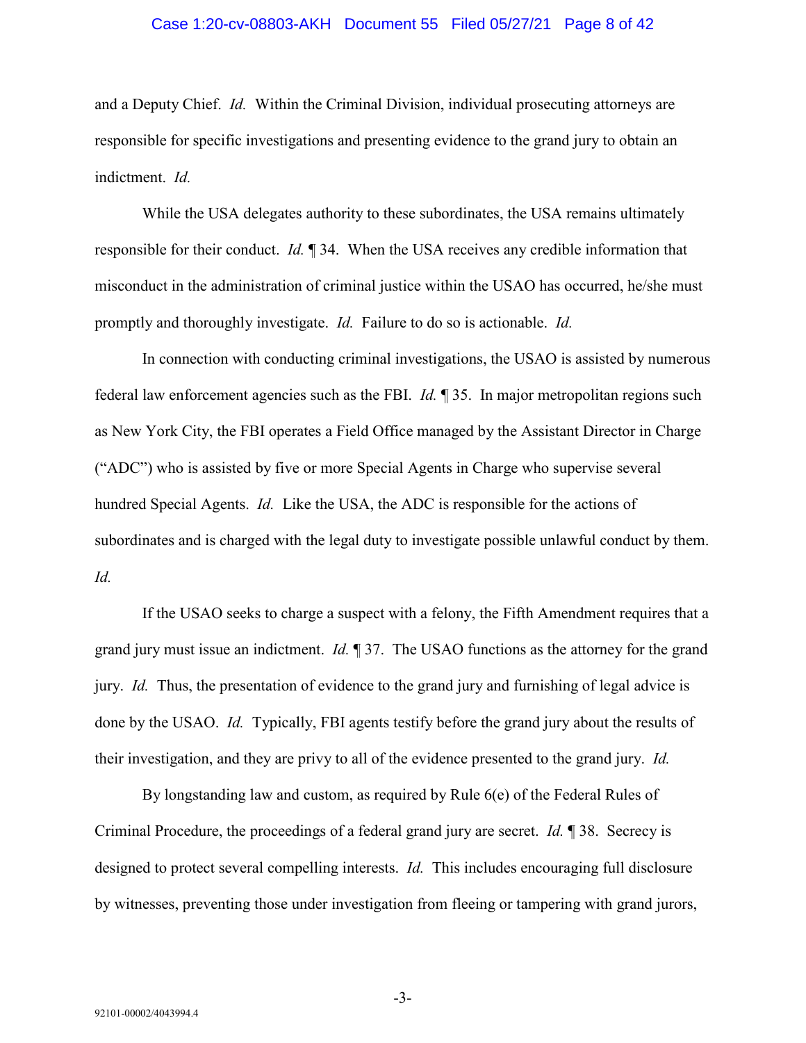and a Deputy Chief. *Id.* Within the Criminal Division, individual prosecuting attorneys are responsible for specific investigations and presenting evidence to the grand jury to obtain an indictment. *Id.*

While the USA delegates authority to these subordinates, the USA remains ultimately responsible for their conduct. *Id.* ¶ 34. When the USA receives any credible information that misconduct in the administration of criminal justice within the USAO has occurred, he/she must promptly and thoroughly investigate. *Id.* Failure to do so is actionable. *Id.*

In connection with conducting criminal investigations, the USAO is assisted by numerous federal law enforcement agencies such as the FBI. *Id.* ¶ 35. In major metropolitan regions such as New York City, the FBI operates a Field Office managed by the Assistant Director in Charge ("ADC") who is assisted by five or more Special Agents in Charge who supervise several hundred Special Agents. *Id.* Like the USA, the ADC is responsible for the actions of subordinates and is charged with the legal duty to investigate possible unlawful conduct by them. *Id.*

If the USAO seeks to charge a suspect with a felony, the Fifth Amendment requires that a grand jury must issue an indictment. *Id.* ¶ 37. The USAO functions as the attorney for the grand jury. *Id.* Thus, the presentation of evidence to the grand jury and furnishing of legal advice is done by the USAO. *Id.* Typically, FBI agents testify before the grand jury about the results of their investigation, and they are privy to all of the evidence presented to the grand jury. *Id.*

By longstanding law and custom, as required by Rule 6(e) of the Federal Rules of Criminal Procedure, the proceedings of a federal grand jury are secret. *Id.* ¶ 38. Secrecy is designed to protect several compelling interests. *Id.* This includes encouraging full disclosure by witnesses, preventing those under investigation from fleeing or tampering with grand jurors,

92101-00002/4043994.4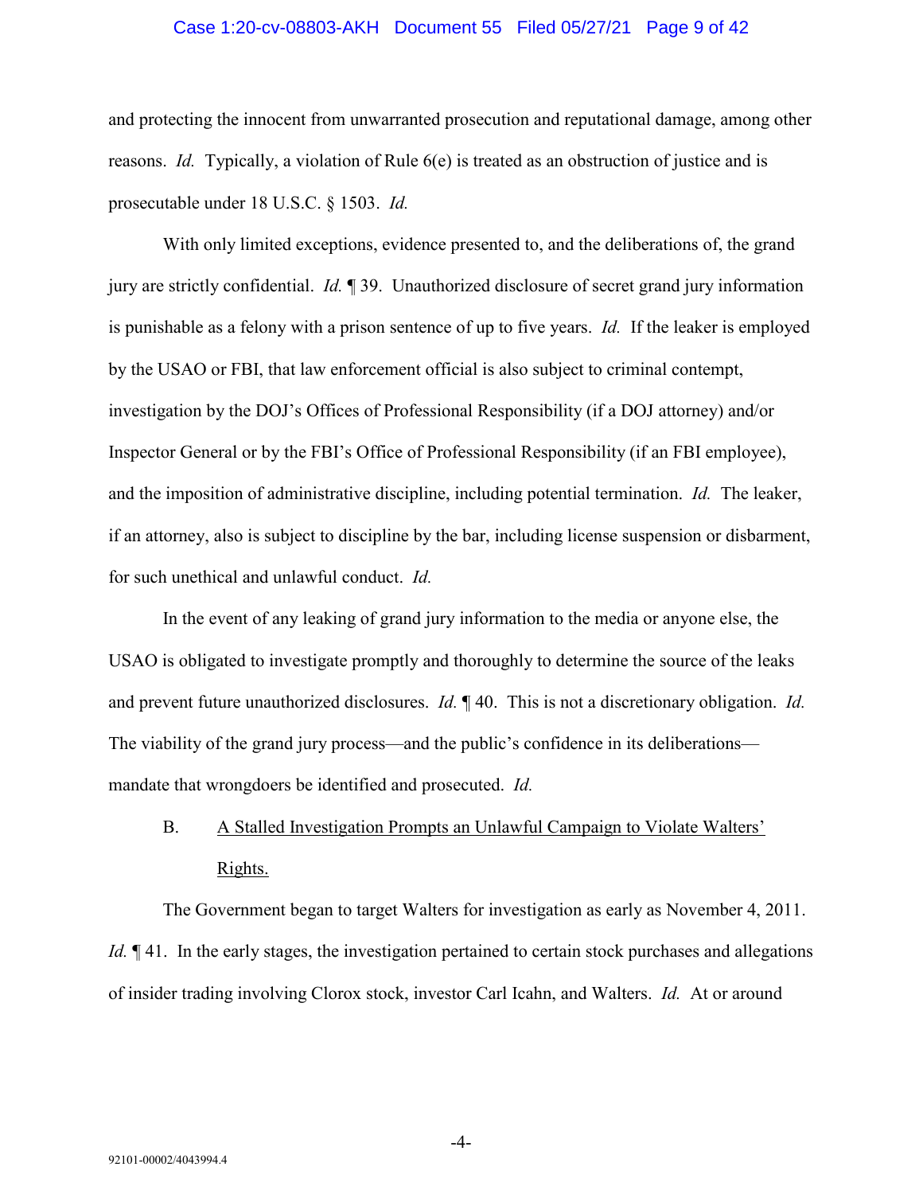and protecting the innocent from unwarranted prosecution and reputational damage, among other reasons. *Id.* Typically, a violation of Rule 6(e) is treated as an obstruction of justice and is prosecutable under 18 U.S.C. § 1503. *Id.*

With only limited exceptions, evidence presented to, and the deliberations of, the grand jury are strictly confidential. *Id.* ¶ 39. Unauthorized disclosure of secret grand jury information is punishable as a felony with a prison sentence of up to five years. *Id.* If the leaker is employed by the USAO or FBI, that law enforcement official is also subject to criminal contempt, investigation by the DOJ's Offices of Professional Responsibility (if a DOJ attorney) and/or Inspector General or by the FBI's Office of Professional Responsibility (if an FBI employee), and the imposition of administrative discipline, including potential termination. *Id.* The leaker, if an attorney, also is subject to discipline by the bar, including license suspension or disbarment, for such unethical and unlawful conduct. *Id.*

In the event of any leaking of grand jury information to the media or anyone else, the USAO is obligated to investigate promptly and thoroughly to determine the source of the leaks and prevent future unauthorized disclosures. *Id.* ¶ 40. This is not a discretionary obligation. *Id.* The viability of the grand jury process—and the public's confidence in its deliberations—mandate that wrongdoers be identified and prosecuted. *Id.*

### B. A Stalled Investigation Prompts an Unlawful Campaign to Violate Walters' Rights.

The Government began to target Walters for investigation as early as November 4, 2011. *Id.* ¶ 41. In the early stages, the investigation pertained to certain stock purchases and allegations of insider trading involving Clorox stock, investor Carl Icahn, and Walters. *Id.* At or around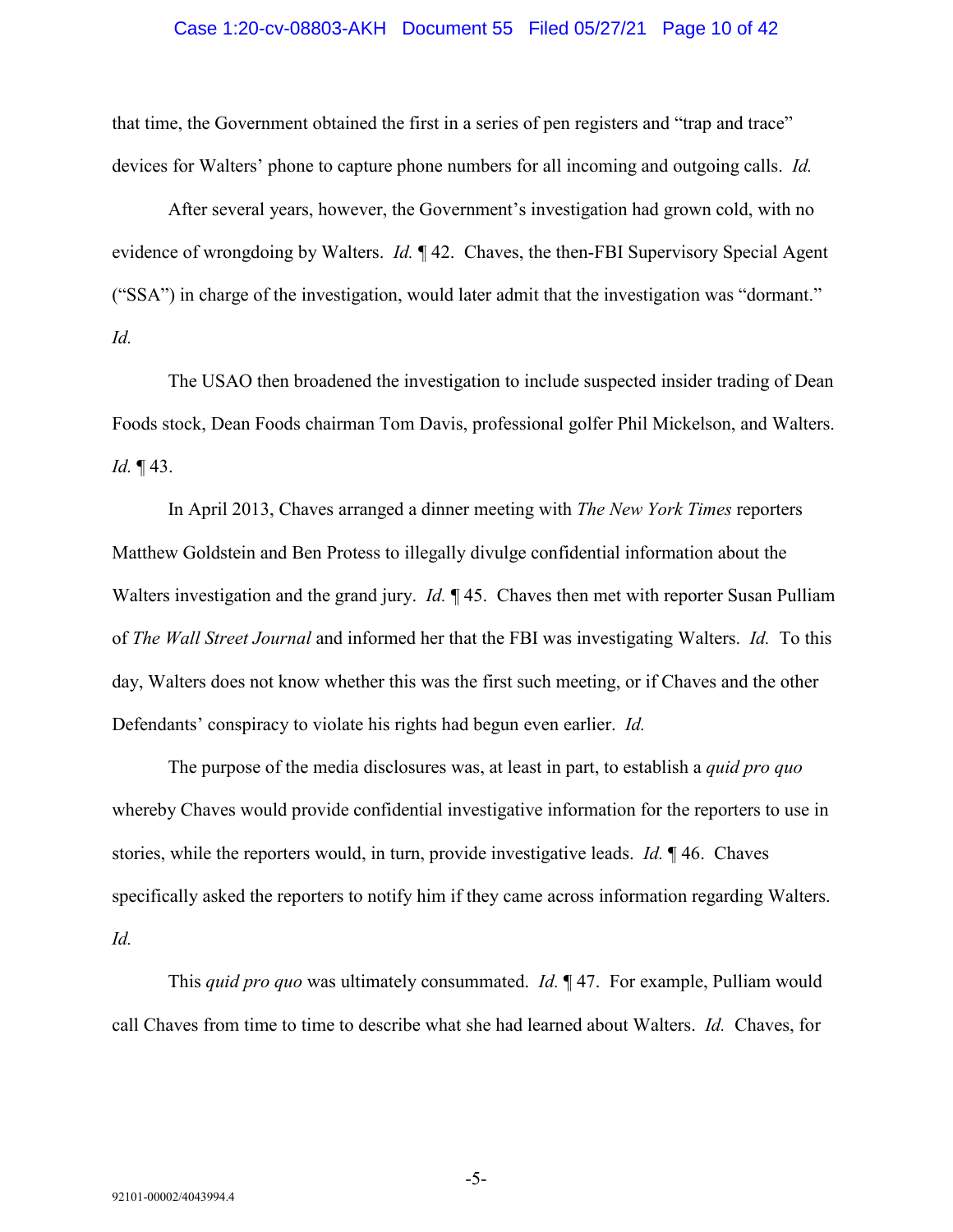that time, the Government obtained the first in a series of pen registers and "trap and trace" devices for Walters' phone to capture phone numbers for all incoming and outgoing calls. *Id.*

After several years, however, the Government's investigation had grown cold, with no evidence of wrongdoing by Walters. *Id.* ¶ 42. Chaves, the then-FBI Supervisory Special Agent ("SSA") in charge of the investigation, would later admit that the investigation was "dormant." *Id.*

The USAO then broadened the investigation to include suspected insider trading of Dean Foods stock, Dean Foods chairman Tom Davis, professional golfer Phil Mickelson, and Walters. *Id.* ¶ 43.

In April 2013, Chaves arranged a dinner meeting with *The New York Times* reporters Matthew Goldstein and Ben Protess to illegally divulge confidential information about the Walters investigation and the grand jury. *Id.* ¶ 45. Chaves then met with reporter Susan Pulliam of *The Wall Street Journal* and informed her that the FBI was investigating Walters. *Id.* To this day, Walters does not know whether this was the first such meeting, or if Chaves and the other Defendants' conspiracy to violate his rights had begun even earlier. *Id.*

The purpose of the media disclosures was, at least in part, to establish a *quid pro quo* whereby Chaves would provide confidential investigative information for the reporters to use in stories, while the reporters would, in turn, provide investigative leads. *Id.* ¶ 46. Chaves specifically asked the reporters to notify him if they came across information regarding Walters. *Id.*

This *quid pro quo* was ultimately consummated. *Id.* ¶ 47. For example, Pulliam would call Chaves from time to time to describe what she had learned about Walters. *Id.* Chaves, for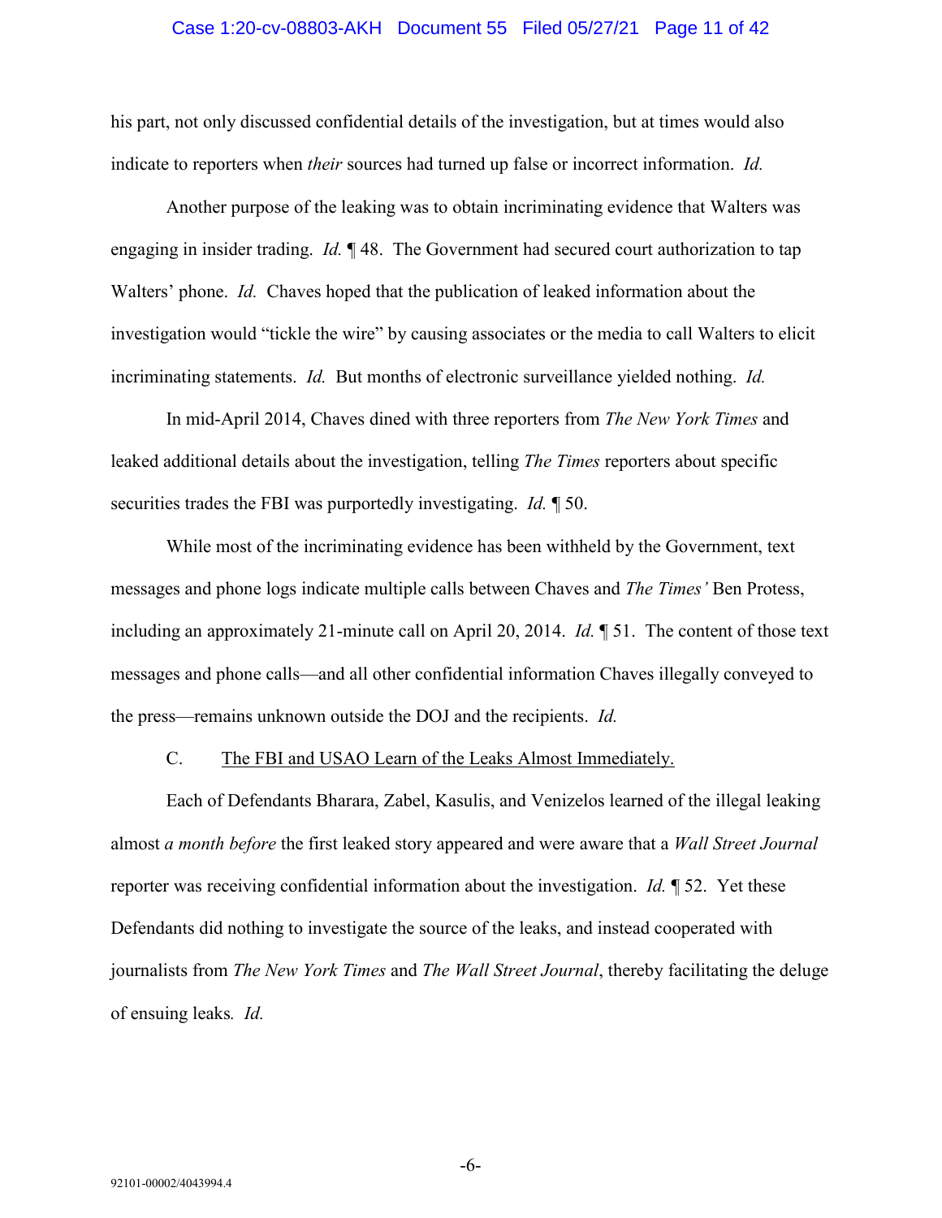his part, not only discussed confidential details of the investigation, but at times would also indicate to reporters when *their* sources had turned up false or incorrect information. *Id.*

Another purpose of the leaking was to obtain incriminating evidence that Walters was engaging in insider trading. *Id.* ¶ 48. The Government had secured court authorization to tap Walters' phone. *Id.* Chaves hoped that the publication of leaked information about the investigation would "tickle the wire" by causing associates or the media to call Walters to elicit incriminating statements. *Id.* But months of electronic surveillance yielded nothing. *Id.*

In mid-April 2014, Chaves dined with three reporters from *The New York Times* and leaked additional details about the investigation, telling *The Times* reporters about specific securities trades the FBI was purportedly investigating. *Id.* ¶ 50.

While most of the incriminating evidence has been withheld by the Government, text messages and phone logs indicate multiple calls between Chaves and *The Times'* Ben Protess, including an approximately 21-minute call on April 20, 2014. *Id.* ¶ 51. The content of those text messages and phone calls—and all other confidential information Chaves illegally conveyed to the press—remains unknown outside the DOJ and the recipients. *Id.*

C. The FBI and USAO Learn of the Leaks Almost Immediately.

Each of Defendants Bharara, Zabel, Kasulis, and Venizelos learned of the illegal leaking almost *a month before* the first leaked story appeared and were aware that a *Wall Street Journal* reporter was receiving confidential information about the investigation. *Id.* ¶ 52. Yet these Defendants did nothing to investigate the source of the leaks, and instead cooperated with journalists from *The New York Times* and *The Wall Street Journal*, thereby facilitating the deluge of ensuing leaks. *Id.*

92101-00002/4043994.4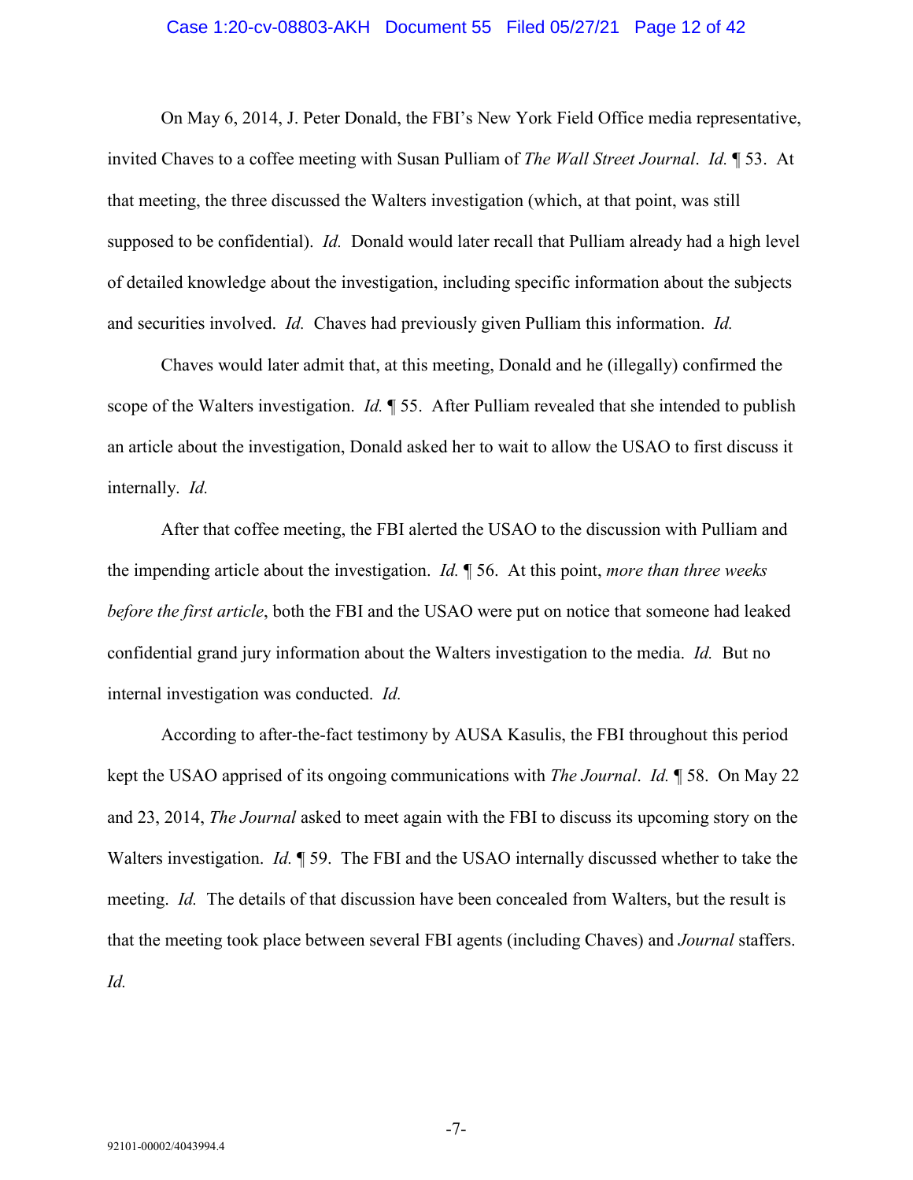On May 6, 2014, J. Peter Donald, the FBI's New York Field Office media representative, invited Chaves to a coffee meeting with Susan Pulliam of *The Wall Street Journal*. *Id.* ¶ 53. At that meeting, the three discussed the Walters investigation (which, at that point, was still supposed to be confidential). *Id.* Donald would later recall that Pulliam already had a high level of detailed knowledge about the investigation, including specific information about the subjects and securities involved. *Id.* Chaves had previously given Pulliam this information. *Id.*

Chaves would later admit that, at this meeting, Donald and he (illegally) confirmed the scope of the Walters investigation. *Id.* ¶ 55. After Pulliam revealed that she intended to publish an article about the investigation, Donald asked her to wait to allow the USAO to first discuss it internally. *Id.*

After that coffee meeting, the FBI alerted the USAO to the discussion with Pulliam and the impending article about the investigation. *Id.* ¶ 56. At this point, *more than three weeks before the first article*, both the FBI and the USAO were put on notice that someone had leaked confidential grand jury information about the Walters investigation to the media. *Id.* But no internal investigation was conducted. *Id.*

According to after-the-fact testimony by AUSA Kasulis, the FBI throughout this period kept the USAO apprised of its ongoing communications with *The Journal*. *Id.* ¶ 58. On May 22 and 23, 2014, *The Journal* asked to meet again with the FBI to discuss its upcoming story on the Walters investigation. *Id.* ¶ 59. The FBI and the USAO internally discussed whether to take the meeting. *Id.* The details of that discussion have been concealed from Walters, but the result is that the meeting took place between several FBI agents (including Chaves) and *Journal* staffers. *Id.*

92101-00002/4043994.4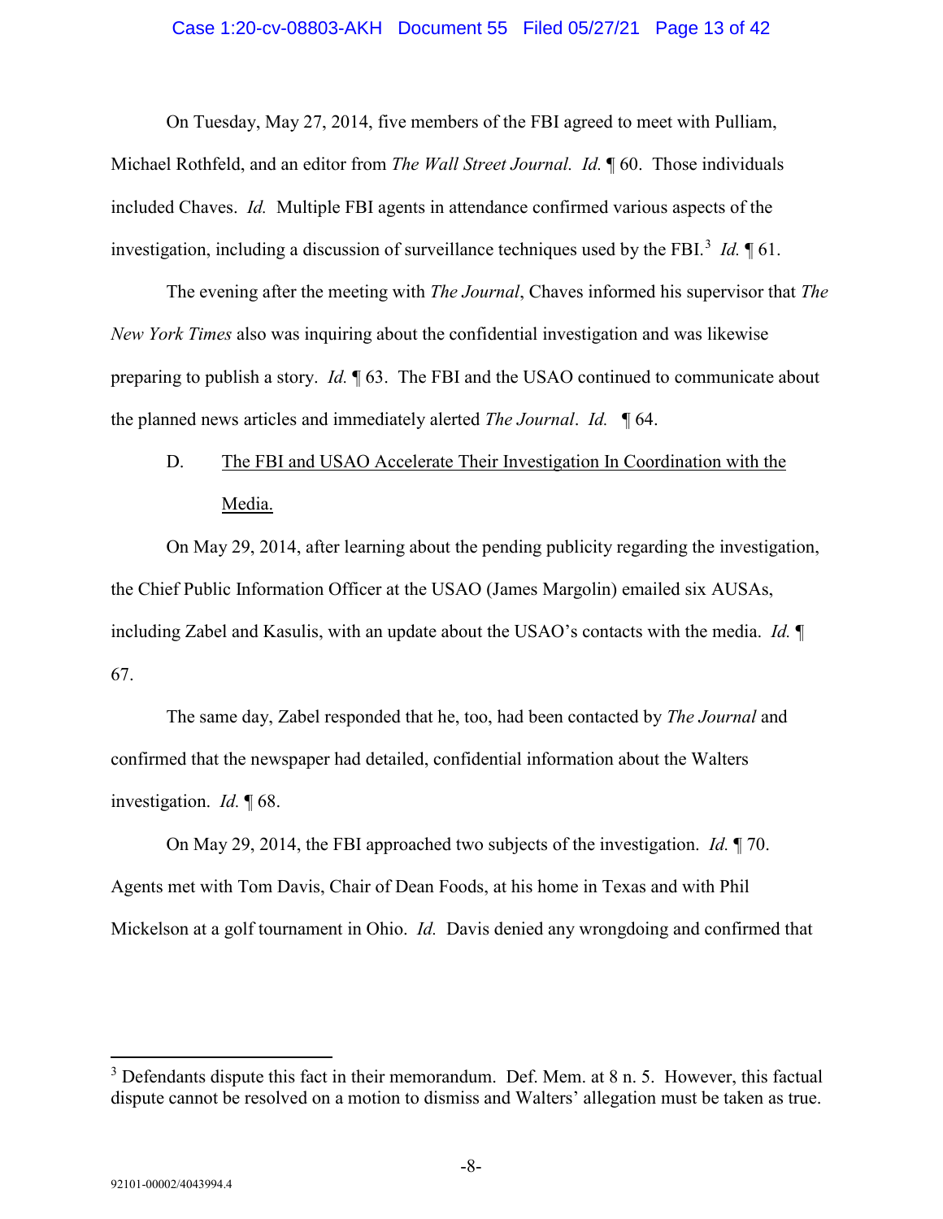On Tuesday, May 27, 2014, five members of the FBI agreed to meet with Pulliam, Michael Rothfeld, and an editor from *The Wall Street Journal*. *Id.* ¶ 60. Those individuals included Chaves. *Id.* Multiple FBI agents in attendance confirmed various aspects of the investigation, including a discussion of surveillance techniques used by the FBI.[3] *Id.* ¶ 61.

The evening after the meeting with *The Journal*, Chaves informed his supervisor that *The New York Times* also was inquiring about the confidential investigation and was likewise preparing to publish a story. *Id.* ¶ 63. The FBI and the USAO continued to communicate about the planned news articles and immediately alerted *The Journal*. *Id.* ¶ 64.

D. <u>The FBI and USAO Accelerate Their Investigation In Coordination with the Media.</u>

On May 29, 2014, after learning about the pending publicity regarding the investigation, the Chief Public Information Officer at the USAO (James Margolin) emailed six AUSAs, including Zabel and Kasulis, with an update about the USAO's contacts with the media. *Id.* ¶ 67.

The same day, Zabel responded that he, too, had been contacted by *The Journal* and confirmed that the newspaper had detailed, confidential information about the Walters investigation. *Id.* ¶ 68.

On May 29, 2014, the FBI approached two subjects of the investigation. *Id.* ¶ 70. Agents met with Tom Davis, Chair of Dean Foods, at his home in Texas and with Phil Mickelson at a golf tournament in Ohio. *Id.* Davis denied any wrongdoing and confirmed that

---

[3] Defendants dispute this fact in their memorandum. Def. Mem. at 8 n. 5. However, this factual dispute cannot be resolved on a motion to dismiss and Walters' allegation must be taken as true.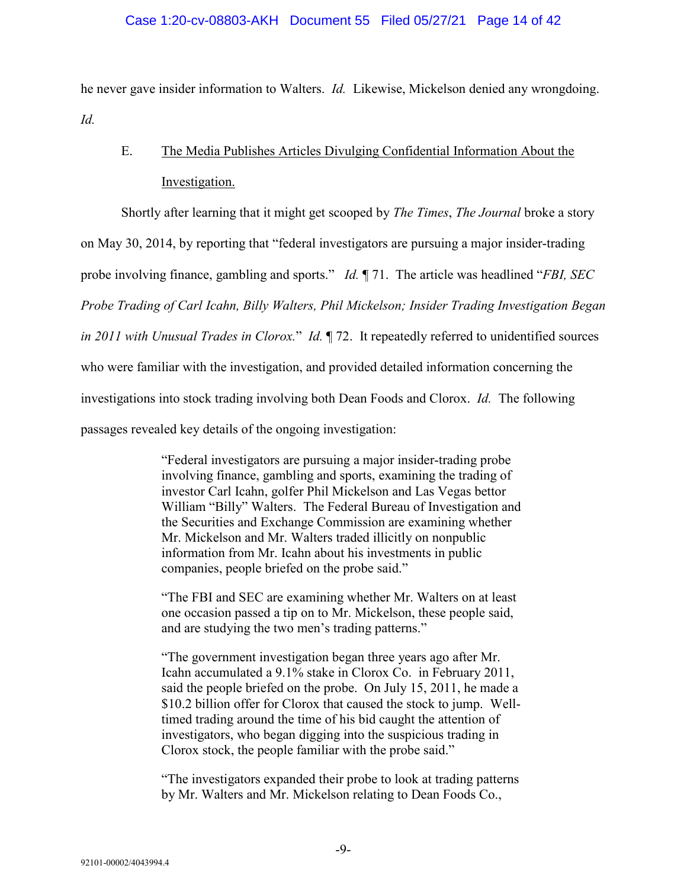he never gave insider information to Walters. *Id.* Likewise, Mickelson denied any wrongdoing. *Id.*

### E. The Media Publishes Articles Divulging Confidential Information About the Investigation.

Shortly after learning that it might get scooped by *The Times*, *The Journal* broke a story on May 30, 2014, by reporting that "federal investigators are pursuing a major insider-trading probe involving finance, gambling and sports." *Id.* ¶ 71. The article was headlined "*FBI, SEC Probe Trading of Carl Icahn, Billy Walters, Phil Mickelson; Insider Trading Investigation Began in 2011 with Unusual Trades in Clorox.*" *Id.* ¶ 72. It repeatedly referred to unidentified sources who were familiar with the investigation, and provided detailed information concerning the investigations into stock trading involving both Dean Foods and Clorox. *Id.* The following passages revealed key details of the ongoing investigation:

> "Federal investigators are pursuing a major insider-trading probe involving finance, gambling and sports, examining the trading of investor Carl Icahn, golfer Phil Mickelson and Las Vegas bettor William "Billy" Walters. The Federal Bureau of Investigation and the Securities and Exchange Commission are examining whether Mr. Mickelson and Mr. Walters traded illicitly on nonpublic information from Mr. Icahn about his investments in public companies, people briefed on the probe said."
>
> "The FBI and SEC are examining whether Mr. Walters on at least one occasion passed a tip on to Mr. Mickelson, these people said, and are studying the two men's trading patterns."
>
> "The government investigation began three years ago after Mr. Icahn accumulated a 9.1% stake in Clorox Co. in February 2011, said the people briefed on the probe. On July 15, 2011, he made a $10.2 billion offer for Clorox that caused the stock to jump. Well-timed trading around the time of his bid caught the attention of investigators, who began digging into the suspicious trading in Clorox stock, the people familiar with the probe said."
>
> "The investigators expanded their probe to look at trading patterns by Mr. Walters and Mr. Mickelson relating to Dean Foods Co.,

92101-00002/4043994.4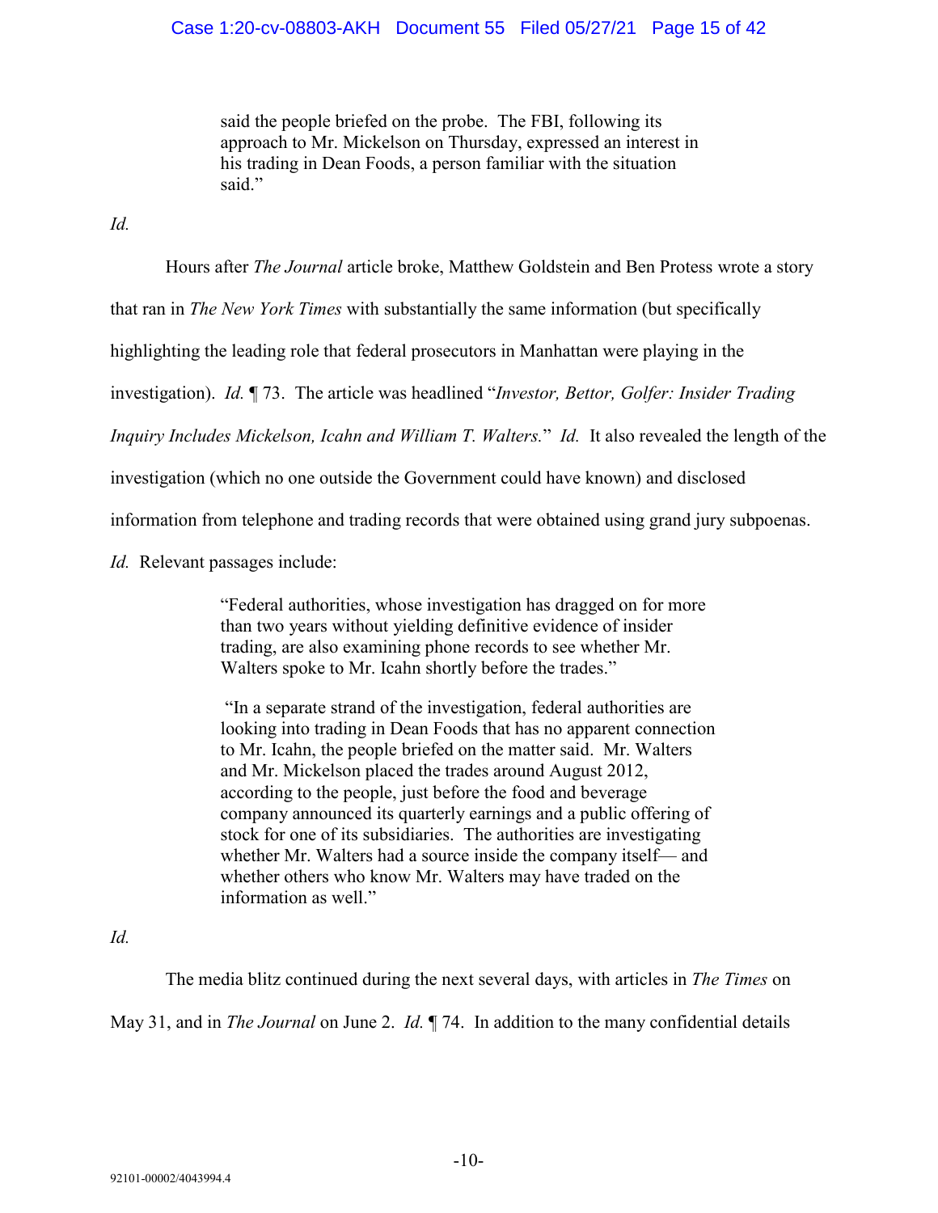> said the people briefed on the probe. The FBI, following its approach to Mr. Mickelson on Thursday, expressed an interest in his trading in Dean Foods, a person familiar with the situation said."

*Id.*

Hours after *The Journal* article broke, Matthew Goldstein and Ben Protess wrote a story that ran in *The New York Times* with substantially the same information (but specifically highlighting the leading role that federal prosecutors in Manhattan were playing in the investigation). *Id.* ¶ 73. The article was headlined "*Investor, Bettor, Golfer: Insider Trading Inquiry Includes Mickelson, Icahn and William T. Walters.*" *Id.* It also revealed the length of the investigation (which no one outside the Government could have known) and disclosed information from telephone and trading records that were obtained using grand jury subpoenas. *Id.* Relevant passages include:

> "Federal authorities, whose investigation has dragged on for more than two years without yielding definitive evidence of insider trading, are also examining phone records to see whether Mr. Walters spoke to Mr. Icahn shortly before the trades."
>
> "In a separate strand of the investigation, federal authorities are looking into trading in Dean Foods that has no apparent connection to Mr. Icahn, the people briefed on the matter said. Mr. Walters and Mr. Mickelson placed the trades around August 2012, according to the people, just before the food and beverage company announced its quarterly earnings and a public offering of stock for one of its subsidiaries. The authorities are investigating whether Mr. Walters had a source inside the company itself— and whether others who know Mr. Walters may have traded on the information as well."

*Id.*

The media blitz continued during the next several days, with articles in *The Times* on May 31, and in *The Journal* on June 2. *Id.* ¶ 74. In addition to the many confidential details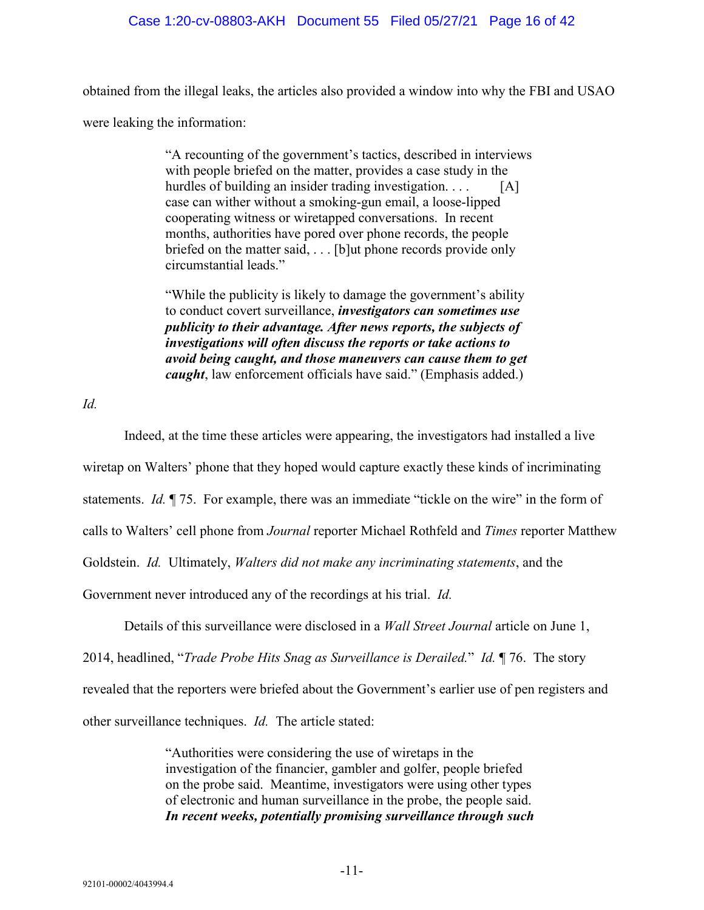obtained from the illegal leaks, the articles also provided a window into why the FBI and USAO were leaking the information:

> "A recounting of the government's tactics, described in interviews with people briefed on the matter, provides a case study in the hurdles of building an insider trading investigation. . . . [A] case can wither without a smoking-gun email, a loose-lipped cooperating witness or wiretapped conversations. In recent months, authorities have pored over phone records, the people briefed on the matter said, . . . [b]ut phone records provide only circumstantial leads."
>
> "While the publicity is likely to damage the government's ability to conduct covert surveillance, ***investigators can sometimes use publicity to their advantage. After news reports, the subjects of investigations will often discuss the reports or take actions to avoid being caught, and those maneuvers can cause them to get caught***, law enforcement officials have said." (Emphasis added.)

*Id.*

Indeed, at the time these articles were appearing, the investigators had installed a live wiretap on Walters' phone that they hoped would capture exactly these kinds of incriminating statements. *Id.* ¶ 75. For example, there was an immediate "tickle on the wire" in the form of calls to Walters' cell phone from *Journal* reporter Michael Rothfeld and *Times* reporter Matthew Goldstein. *Id.* Ultimately, *Walters did not make any incriminating statements*, and the Government never introduced any of the recordings at his trial. *Id.*

Details of this surveillance were disclosed in a *Wall Street Journal* article on June 1, 2014, headlined, "*Trade Probe Hits Snag as Surveillance is Derailed.*" *Id.* ¶ 76. The story revealed that the reporters were briefed about the Government's earlier use of pen registers and other surveillance techniques. *Id.* The article stated:

> "Authorities were considering the use of wiretaps in the investigation of the financier, gambler and golfer, people briefed on the probe said. Meantime, investigators were using other types of electronic and human surveillance in the probe, the people said. ***In recent weeks, potentially promising surveillance through such***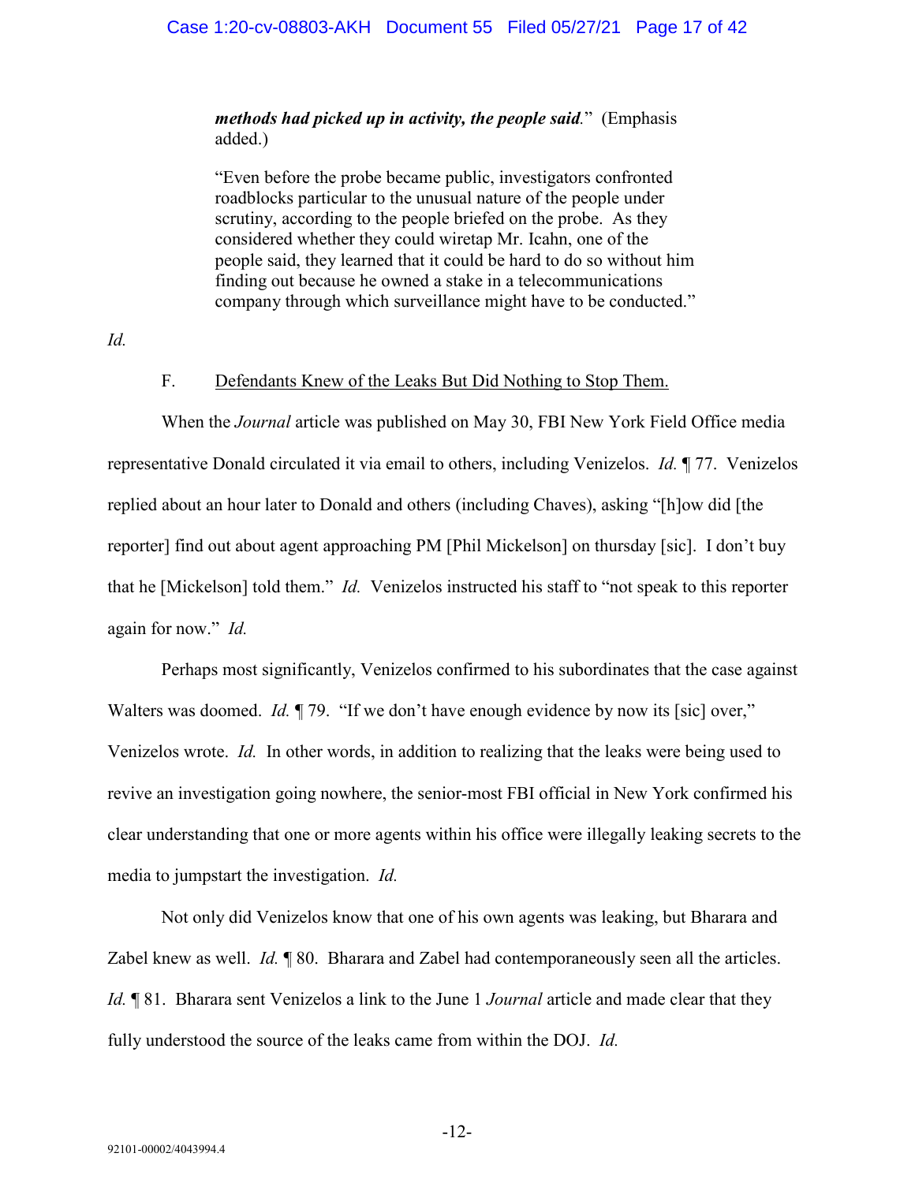> ***methods had picked up in activity, the people said.***" (Emphasis added.)
>
> "Even before the probe became public, investigators confronted roadblocks particular to the unusual nature of the people under scrutiny, according to the people briefed on the probe. As they considered whether they could wiretap Mr. Icahn, one of the people said, they learned that it could be hard to do so without him finding out because he owned a stake in a telecommunications company through which surveillance might have to be conducted."

*Id.*

F. Defendants Knew of the Leaks But Did Nothing to Stop Them.

When the *Journal* article was published on May 30, FBI New York Field Office media representative Donald circulated it via email to others, including Venizelos. *Id.* ¶ 77. Venizelos replied about an hour later to Donald and others (including Chaves), asking "[h]ow did [the reporter] find out about agent approaching PM [Phil Mickelson] on thursday [sic]. I don't buy that he [Mickelson] told them." *Id.* Venizelos instructed his staff to "not speak to this reporter again for now." *Id.*

Perhaps most significantly, Venizelos confirmed to his subordinates that the case against Walters was doomed. *Id.* ¶ 79. "If we don't have enough evidence by now its [sic] over," Venizelos wrote. *Id.* In other words, in addition to realizing that the leaks were being used to revive an investigation going nowhere, the senior-most FBI official in New York confirmed his clear understanding that one or more agents within his office were illegally leaking secrets to the media to jumpstart the investigation. *Id.*

Not only did Venizelos know that one of his own agents was leaking, but Bharara and Zabel knew as well. *Id.* ¶ 80. Bharara and Zabel had contemporaneously seen all the articles. *Id.* ¶ 81. Bharara sent Venizelos a link to the June 1 *Journal* article and made clear that they fully understood the source of the leaks came from within the DOJ. *Id.*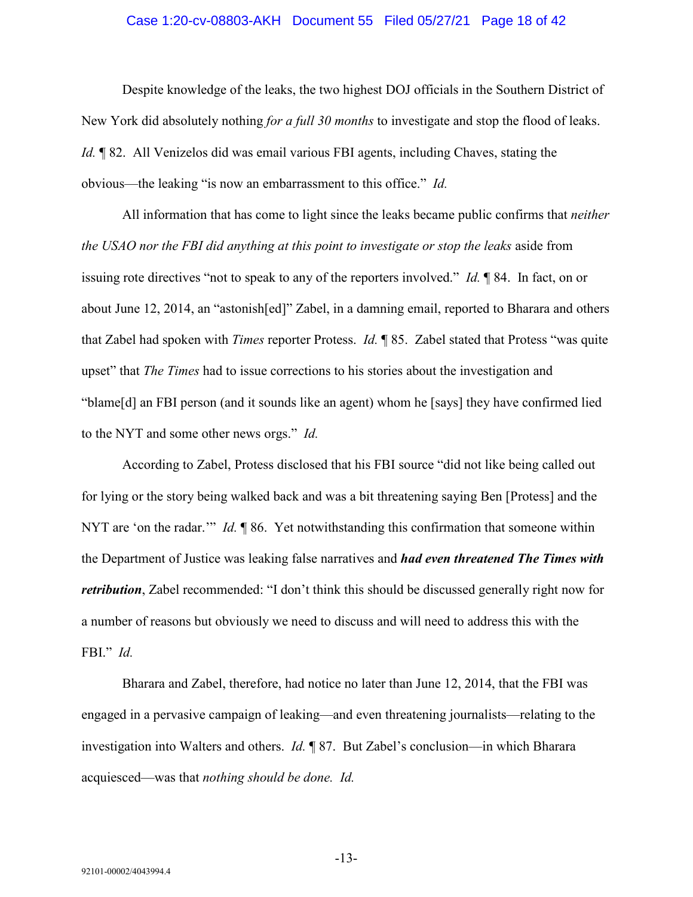Despite knowledge of the leaks, the two highest DOJ officials in the Southern District of New York did absolutely nothing *for a full 30 months* to investigate and stop the flood of leaks. *Id.* ¶ 82. All Venizelos did was email various FBI agents, including Chaves, stating the obvious—the leaking "is now an embarrassment to this office." *Id.*

All information that has come to light since the leaks became public confirms that *neither the USAO nor the FBI did anything at this point to investigate or stop the leaks* aside from issuing rote directives "not to speak to any of the reporters involved." *Id.* ¶ 84. In fact, on or about June 12, 2014, an "astonish[ed]" Zabel, in a damning email, reported to Bharara and others that Zabel had spoken with *Times* reporter Protess. *Id.* ¶ 85. Zabel stated that Protess "was quite upset" that *The Times* had to issue corrections to his stories about the investigation and "blame[d] an FBI person (and it sounds like an agent) whom he [says] they have confirmed lied to the NYT and some other news orgs." *Id.*

According to Zabel, Protess disclosed that his FBI source "did not like being called out for lying or the story being walked back and was a bit threatening saying Ben [Protess] and the NYT are 'on the radar.'" *Id.* ¶ 86. Yet notwithstanding this confirmation that someone within the Department of Justice was leaking false narratives and ***had even threatened The Times with retribution***, Zabel recommended: "I don't think this should be discussed generally right now for a number of reasons but obviously we need to discuss and will need to address this with the FBI." *Id.*

Bharara and Zabel, therefore, had notice no later than June 12, 2014, that the FBI was engaged in a pervasive campaign of leaking—and even threatening journalists—relating to the investigation into Walters and others. *Id.* ¶ 87. But Zabel's conclusion—in which Bharara acquiesced—was that *nothing should be done. Id.*

92101-00002/4043994.4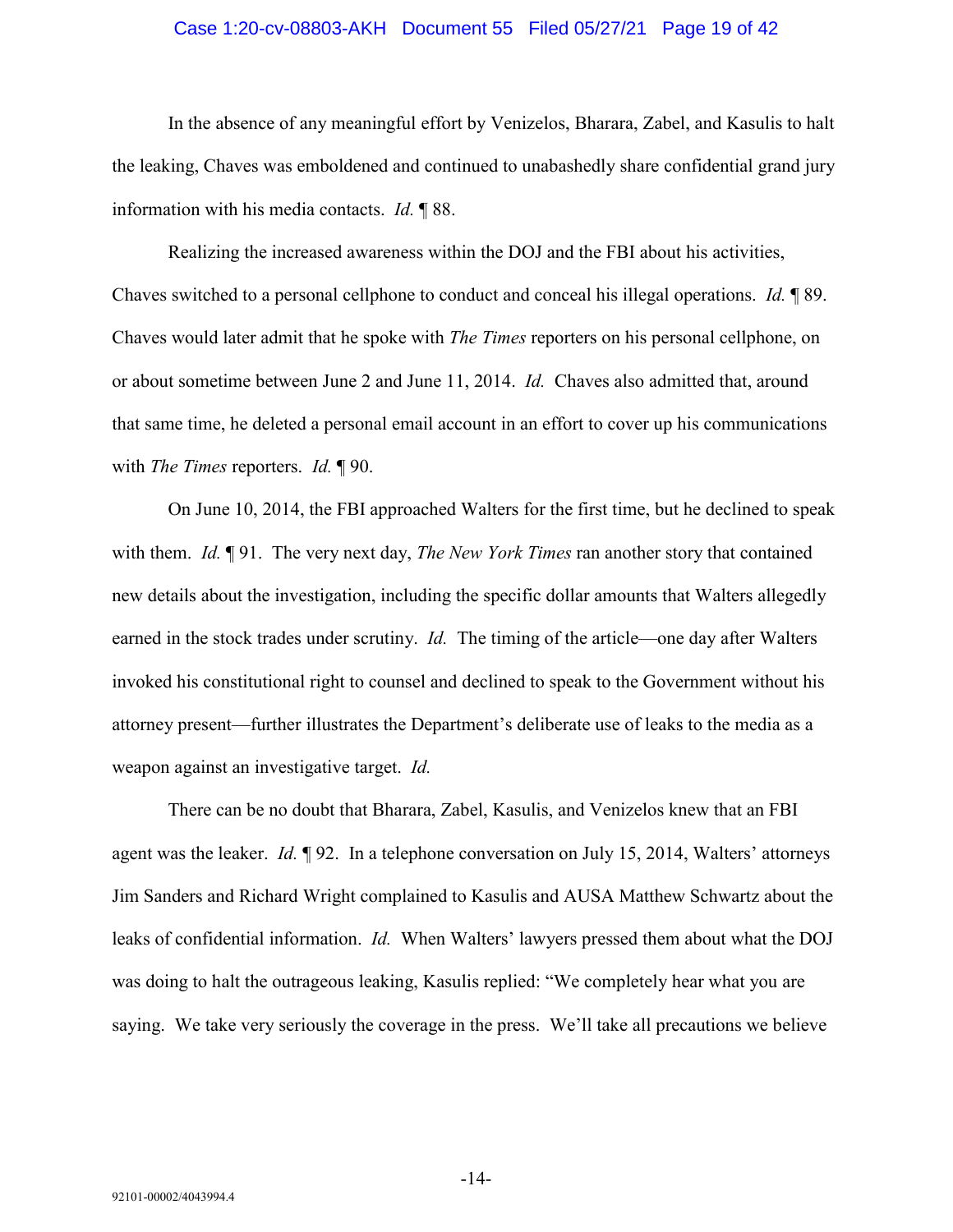In the absence of any meaningful effort by Venizelos, Bharara, Zabel, and Kasulis to halt the leaking, Chaves was emboldened and continued to unabashedly share confidential grand jury information with his media contacts. *Id.* ¶ 88.

Realizing the increased awareness within the DOJ and the FBI about his activities, Chaves switched to a personal cellphone to conduct and conceal his illegal operations. *Id.* ¶ 89. Chaves would later admit that he spoke with *The Times* reporters on his personal cellphone, on or about sometime between June 2 and June 11, 2014. *Id.* Chaves also admitted that, around that same time, he deleted a personal email account in an effort to cover up his communications with *The Times* reporters. *Id.* ¶ 90.

On June 10, 2014, the FBI approached Walters for the first time, but he declined to speak with them. *Id.* ¶ 91. The very next day, *The New York Times* ran another story that contained new details about the investigation, including the specific dollar amounts that Walters allegedly earned in the stock trades under scrutiny. *Id.* The timing of the article—one day after Walters invoked his constitutional right to counsel and declined to speak to the Government without his attorney present—further illustrates the Department's deliberate use of leaks to the media as a weapon against an investigative target. *Id.*

There can be no doubt that Bharara, Zabel, Kasulis, and Venizelos knew that an FBI agent was the leaker. *Id.* ¶ 92. In a telephone conversation on July 15, 2014, Walters' attorneys Jim Sanders and Richard Wright complained to Kasulis and AUSA Matthew Schwartz about the leaks of confidential information. *Id.* When Walters' lawyers pressed them about what the DOJ was doing to halt the outrageous leaking, Kasulis replied: "We completely hear what you are saying. We take very seriously the coverage in the press. We'll take all precautions we believe

92101-00002/4043994.4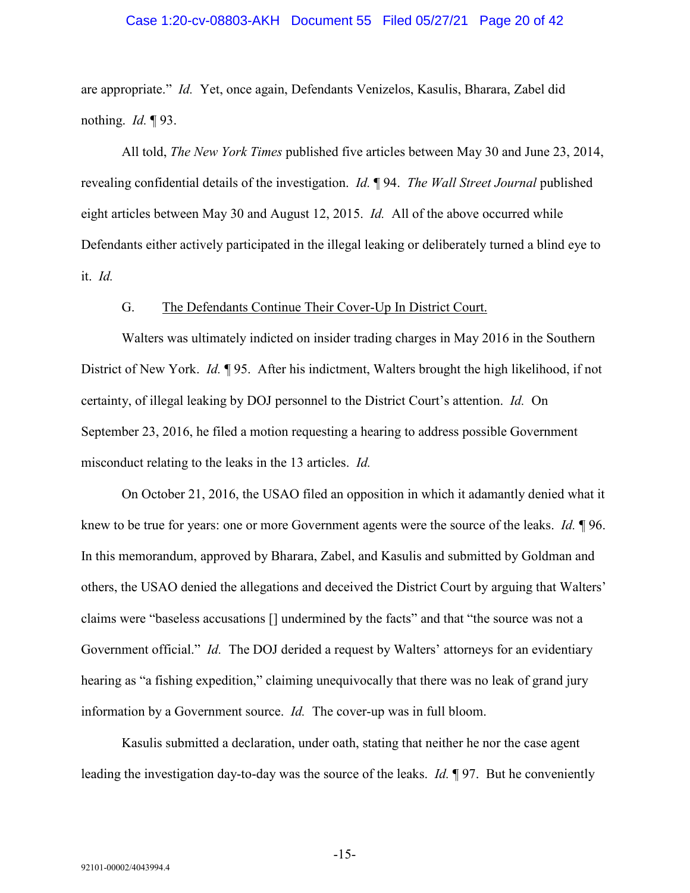are appropriate." *Id.* Yet, once again, Defendants Venizelos, Kasulis, Bharara, Zabel did nothing. *Id.* ¶ 93.

All told, *The New York Times* published five articles between May 30 and June 23, 2014, revealing confidential details of the investigation. *Id.* ¶ 94. *The Wall Street Journal* published eight articles between May 30 and August 12, 2015. *Id.* All of the above occurred while Defendants either actively participated in the illegal leaking or deliberately turned a blind eye to it. *Id.*

G. <u>The Defendants Continue Their Cover-Up In District Court.</u>

Walters was ultimately indicted on insider trading charges in May 2016 in the Southern District of New York. *Id.* ¶ 95. After his indictment, Walters brought the high likelihood, if not certainty, of illegal leaking by DOJ personnel to the District Court's attention. *Id.* On September 23, 2016, he filed a motion requesting a hearing to address possible Government misconduct relating to the leaks in the 13 articles. *Id.*

On October 21, 2016, the USAO filed an opposition in which it adamantly denied what it knew to be true for years: one or more Government agents were the source of the leaks. *Id.* ¶ 96. In this memorandum, approved by Bharara, Zabel, and Kasulis and submitted by Goldman and others, the USAO denied the allegations and deceived the District Court by arguing that Walters' claims were "baseless accusations [] undermined by the facts" and that "the source was not a Government official." *Id.* The DOJ derided a request by Walters' attorneys for an evidentiary hearing as "a fishing expedition," claiming unequivocally that there was no leak of grand jury information by a Government source. *Id.* The cover-up was in full bloom.

Kasulis submitted a declaration, under oath, stating that neither he nor the case agent leading the investigation day-to-day was the source of the leaks. *Id.* ¶ 97. But he conveniently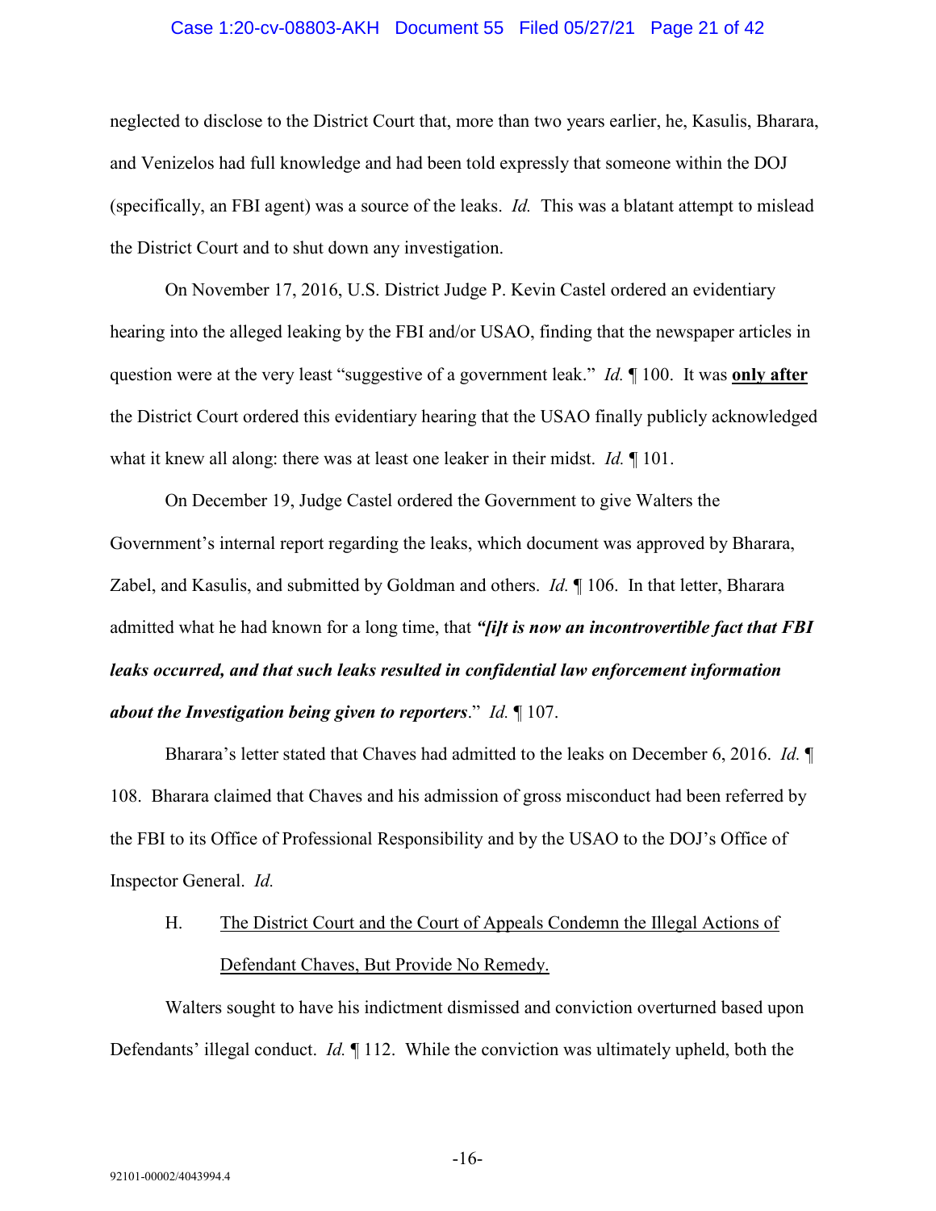neglected to disclose to the District Court that, more than two years earlier, he, Kasulis, Bharara, and Venizelos had full knowledge and had been told expressly that someone within the DOJ (specifically, an FBI agent) was a source of the leaks. *Id.* This was a blatant attempt to mislead the District Court and to shut down any investigation.

On November 17, 2016, U.S. District Judge P. Kevin Castel ordered an evidentiary hearing into the alleged leaking by the FBI and/or USAO, finding that the newspaper articles in question were at the very least "suggestive of a government leak." *Id.* ¶ 100. It was **only after** the District Court ordered this evidentiary hearing that the USAO finally publicly acknowledged what it knew all along: there was at least one leaker in their midst. *Id.* ¶ 101.

On December 19, Judge Castel ordered the Government to give Walters the Government's internal report regarding the leaks, which document was approved by Bharara, Zabel, and Kasulis, and submitted by Goldman and others. *Id.* ¶ 106. In that letter, Bharara admitted what he had known for a long time, that ***"[i]t is now an incontrovertible fact that FBI leaks occurred, and that such leaks resulted in confidential law enforcement information about the Investigation being given to reporters***." *Id.* ¶ 107.

Bharara's letter stated that Chaves had admitted to the leaks on December 6, 2016. *Id.* ¶ 108. Bharara claimed that Chaves and his admission of gross misconduct had been referred by the FBI to its Office of Professional Responsibility and by the USAO to the DOJ's Office of Inspector General. *Id.*

### H. The District Court and the Court of Appeals Condemn the Illegal Actions of Defendant Chaves, But Provide No Remedy.

Walters sought to have his indictment dismissed and conviction overturned based upon Defendants' illegal conduct. *Id.* ¶ 112. While the conviction was ultimately upheld, both the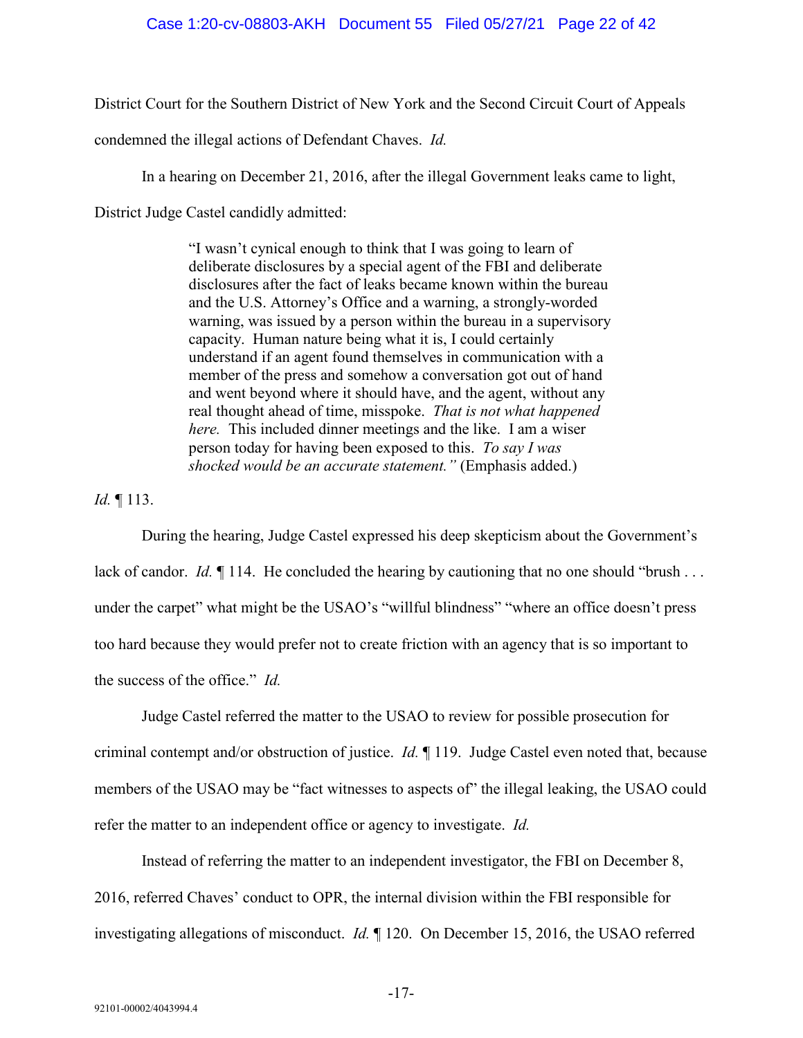District Court for the Southern District of New York and the Second Circuit Court of Appeals condemned the illegal actions of Defendant Chaves. *Id.*

In a hearing on December 21, 2016, after the illegal Government leaks came to light, District Judge Castel candidly admitted:

> "I wasn't cynical enough to think that I was going to learn of deliberate disclosures by a special agent of the FBI and deliberate disclosures after the fact of leaks became known within the bureau and the U.S. Attorney's Office and a warning, a strongly-worded warning, was issued by a person within the bureau in a supervisory capacity. Human nature being what it is, I could certainly understand if an agent found themselves in communication with a member of the press and somehow a conversation got out of hand and went beyond where it should have, and the agent, without any real thought ahead of time, misspoke. *That is not what happened here.* This included dinner meetings and the like. I am a wiser person today for having been exposed to this. *To say I was shocked would be an accurate statement."* (Emphasis added.)

*Id.* ¶ 113.

During the hearing, Judge Castel expressed his deep skepticism about the Government's lack of candor. *Id.* ¶ 114. He concluded the hearing by cautioning that no one should "brush . . . under the carpet" what might be the USAO's "willful blindness" "where an office doesn't press too hard because they would prefer not to create friction with an agency that is so important to the success of the office." *Id.*

Judge Castel referred the matter to the USAO to review for possible prosecution for criminal contempt and/or obstruction of justice. *Id.* ¶ 119. Judge Castel even noted that, because members of the USAO may be "fact witnesses to aspects of" the illegal leaking, the USAO could refer the matter to an independent office or agency to investigate. *Id.*

Instead of referring the matter to an independent investigator, the FBI on December 8, 2016, referred Chaves' conduct to OPR, the internal division within the FBI responsible for investigating allegations of misconduct. *Id.* ¶ 120. On December 15, 2016, the USAO referred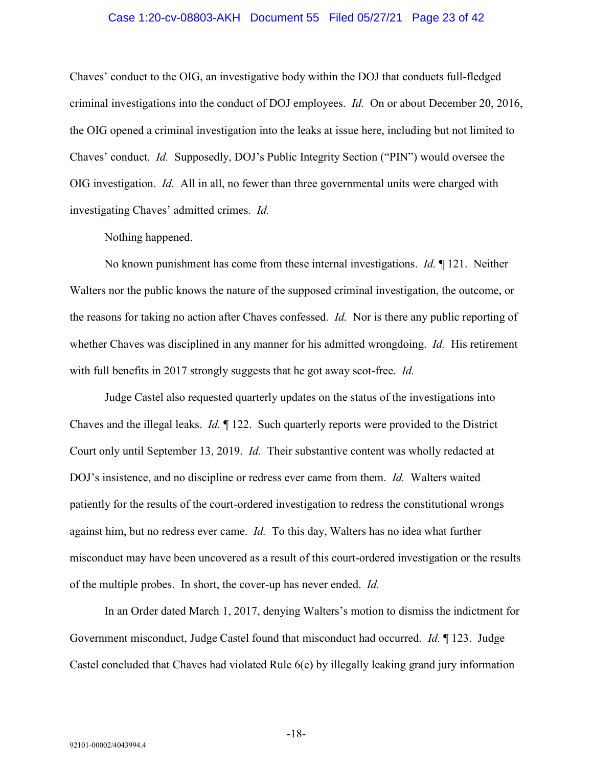Chaves' conduct to the OIG, an investigative body within the DOJ that conducts full-fledged criminal investigations into the conduct of DOJ employees. *Id.* On or about December 20, 2016, the OIG opened a criminal investigation into the leaks at issue here, including but not limited to Chaves' conduct. *Id.* Supposedly, DOJ's Public Integrity Section ("PIN") would oversee the OIG investigation. *Id.* All in all, no fewer than three governmental units were charged with investigating Chaves' admitted crimes. *Id.*

Nothing happened.

No known punishment has come from these internal investigations. *Id.* ¶ 121. Neither Walters nor the public knows the nature of the supposed criminal investigation, the outcome, or the reasons for taking no action after Chaves confessed. *Id.* Nor is there any public reporting of whether Chaves was disciplined in any manner for his admitted wrongdoing. *Id.* His retirement with full benefits in 2017 strongly suggests that he got away scot-free. *Id.*

Judge Castel also requested quarterly updates on the status of the investigations into Chaves and the illegal leaks. *Id.* ¶ 122. Such quarterly reports were provided to the District Court only until September 13, 2019. *Id.* Their substantive content was wholly redacted at DOJ's insistence, and no discipline or redress ever came from them. *Id.* Walters waited patiently for the results of the court-ordered investigation to redress the constitutional wrongs against him, but no redress ever came. *Id.* To this day, Walters has no idea what further misconduct may have been uncovered as a result of this court-ordered investigation or the results of the multiple probes. In short, the cover-up has never ended. *Id.*

In an Order dated March 1, 2017, denying Walters's motion to dismiss the indictment for Government misconduct, Judge Castel found that misconduct had occurred. *Id.* ¶ 123. Judge Castel concluded that Chaves had violated Rule 6(e) by illegally leaking grand jury information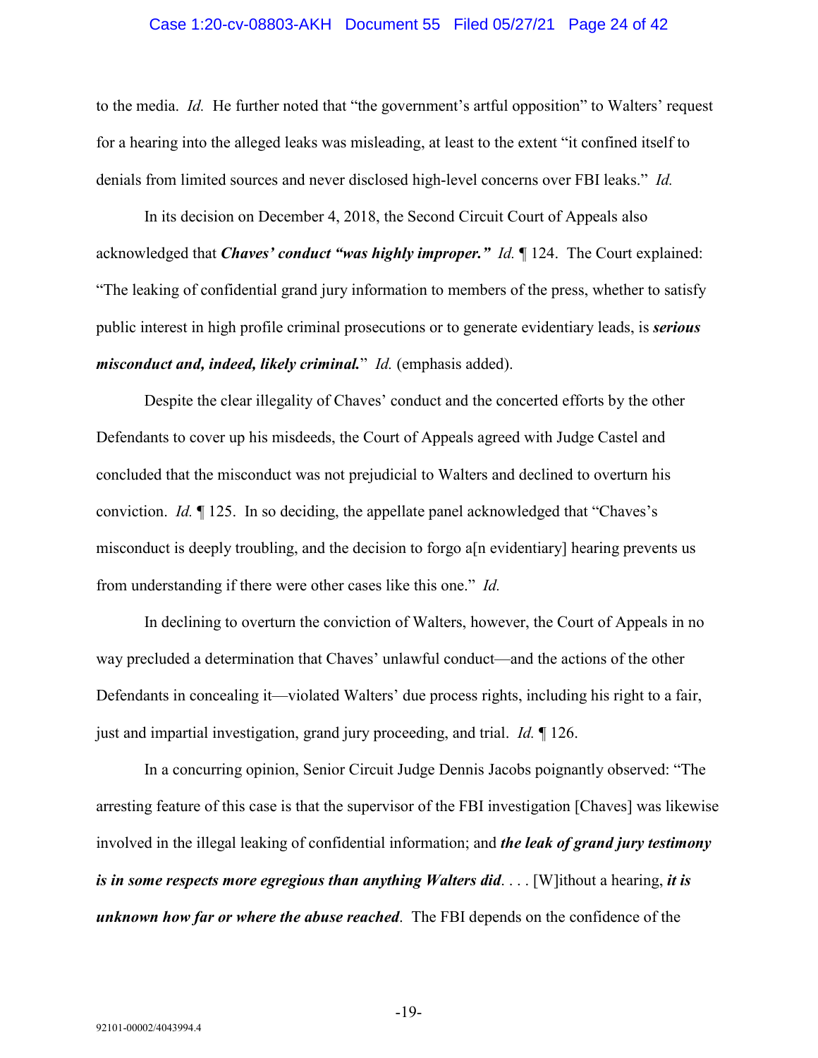to the media. *Id.* He further noted that "the government's artful opposition" to Walters' request for a hearing into the alleged leaks was misleading, at least to the extent "it confined itself to denials from limited sources and never disclosed high-level concerns over FBI leaks." *Id.*

In its decision on December 4, 2018, the Second Circuit Court of Appeals also acknowledged that ***Chaves' conduct "was highly improper."*** *Id.* ¶ 124. The Court explained: "The leaking of confidential grand jury information to members of the press, whether to satisfy public interest in high profile criminal prosecutions or to generate evidentiary leads, is ***serious misconduct and, indeed, likely criminal.***" *Id.* (emphasis added).

Despite the clear illegality of Chaves' conduct and the concerted efforts by the other Defendants to cover up his misdeeds, the Court of Appeals agreed with Judge Castel and concluded that the misconduct was not prejudicial to Walters and declined to overturn his conviction. *Id.* ¶ 125. In so deciding, the appellate panel acknowledged that "Chaves's misconduct is deeply troubling, and the decision to forgo a[n evidentiary] hearing prevents us from understanding if there were other cases like this one." *Id.*

In declining to overturn the conviction of Walters, however, the Court of Appeals in no way precluded a determination that Chaves' unlawful conduct—and the actions of the other Defendants in concealing it—violated Walters' due process rights, including his right to a fair, just and impartial investigation, grand jury proceeding, and trial. *Id.* ¶ 126.

In a concurring opinion, Senior Circuit Judge Dennis Jacobs poignantly observed: "The arresting feature of this case is that the supervisor of the FBI investigation [Chaves] was likewise involved in the illegal leaking of confidential information; and ***the leak of grand jury testimony is in some respects more egregious than anything Walters did***. . . . [W]ithout a hearing, ***it is unknown how far or where the abuse reached***. The FBI depends on the confidence of the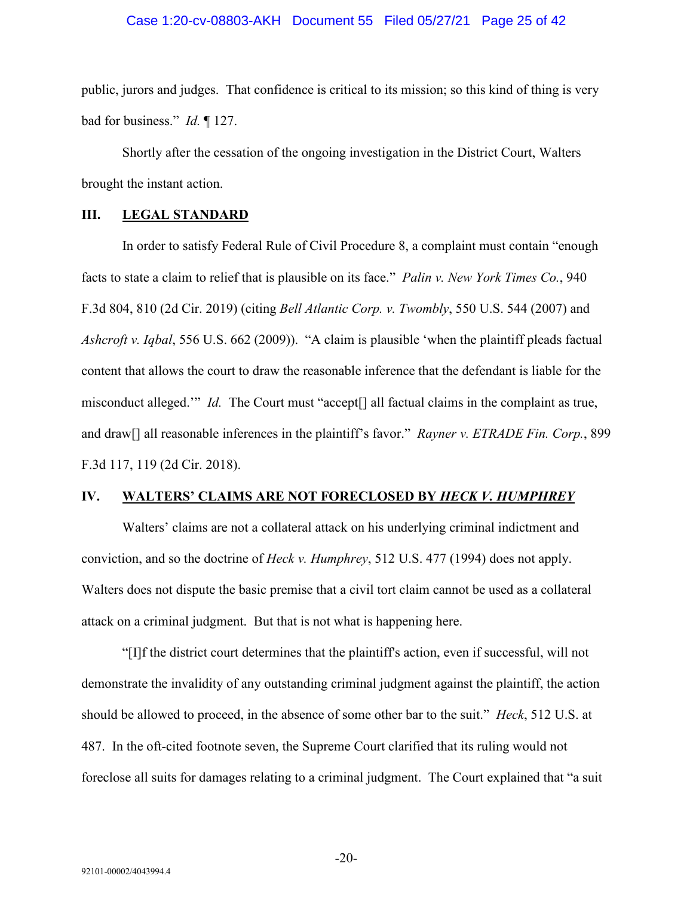public, jurors and judges. That confidence is critical to its mission; so this kind of thing is very bad for business." *Id.* ¶ 127.

Shortly after the cessation of the ongoing investigation in the District Court, Walters brought the instant action.

## III. LEGAL STANDARD

In order to satisfy Federal Rule of Civil Procedure 8, a complaint must contain "enough facts to state a claim to relief that is plausible on its face." *Palin v. New York Times Co.*, 940 F.3d 804, 810 (2d Cir. 2019) (citing *Bell Atlantic Corp. v. Twombly*, 550 U.S. 544 (2007) and *Ashcroft v. Iqbal*, 556 U.S. 662 (2009)). "A claim is plausible 'when the plaintiff pleads factual content that allows the court to draw the reasonable inference that the defendant is liable for the misconduct alleged.'" *Id.* The Court must "accept[] all factual claims in the complaint as true, and draw[] all reasonable inferences in the plaintiff's favor." *Rayner v. ETRADE Fin. Corp.*, 899 F.3d 117, 119 (2d Cir. 2018).

## IV. WALTERS' CLAIMS ARE NOT FORECLOSED BY *HECK V. HUMPHREY*

Walters' claims are not a collateral attack on his underlying criminal indictment and conviction, and so the doctrine of *Heck v. Humphrey*, 512 U.S. 477 (1994) does not apply. Walters does not dispute the basic premise that a civil tort claim cannot be used as a collateral attack on a criminal judgment. But that is not what is happening here.

"[I]f the district court determines that the plaintiff's action, even if successful, will not demonstrate the invalidity of any outstanding criminal judgment against the plaintiff, the action should be allowed to proceed, in the absence of some other bar to the suit." *Heck*, 512 U.S. at 487. In the oft-cited footnote seven, the Supreme Court clarified that its ruling would not foreclose all suits for damages relating to a criminal judgment. The Court explained that "a suit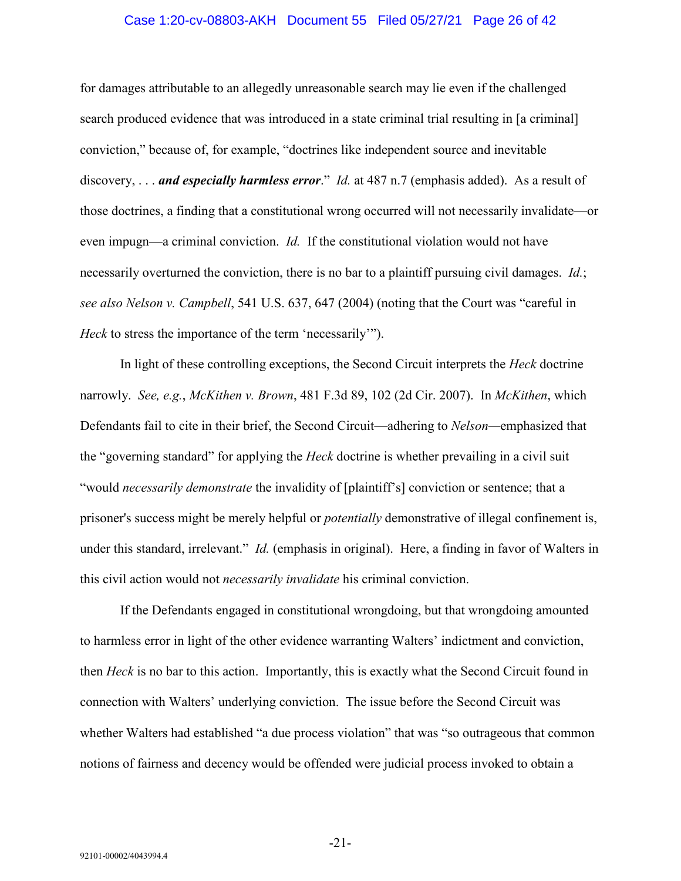for damages attributable to an allegedly unreasonable search may lie even if the challenged search produced evidence that was introduced in a state criminal trial resulting in [a criminal] conviction," because of, for example, "doctrines like independent source and inevitable discovery, . . . ***and especially harmless error***." *Id.* at 487 n.7 (emphasis added). As a result of those doctrines, a finding that a constitutional wrong occurred will not necessarily invalidate—or even impugn—a criminal conviction. *Id.* If the constitutional violation would not have necessarily overturned the conviction, there is no bar to a plaintiff pursuing civil damages. *Id.*; *see also Nelson v. Campbell*, 541 U.S. 637, 647 (2004) (noting that the Court was "careful in *Heck* to stress the importance of the term 'necessarily'").

In light of these controlling exceptions, the Second Circuit interprets the *Heck* doctrine narrowly. *See, e.g.*, *McKithen v. Brown*, 481 F.3d 89, 102 (2d Cir. 2007). In *McKithen*, which Defendants fail to cite in their brief, the Second Circuit—adhering to *Nelson*—emphasized that the "governing standard" for applying the *Heck* doctrine is whether prevailing in a civil suit "would *necessarily demonstrate* the invalidity of [plaintiff's] conviction or sentence; that a prisoner's success might be merely helpful or *potentially* demonstrative of illegal confinement is, under this standard, irrelevant." *Id.* (emphasis in original). Here, a finding in favor of Walters in this civil action would not *necessarily invalidate* his criminal conviction.

If the Defendants engaged in constitutional wrongdoing, but that wrongdoing amounted to harmless error in light of the other evidence warranting Walters' indictment and conviction, then *Heck* is no bar to this action. Importantly, this is exactly what the Second Circuit found in connection with Walters' underlying conviction. The issue before the Second Circuit was whether Walters had established "a due process violation" that was "so outrageous that common notions of fairness and decency would be offended were judicial process invoked to obtain a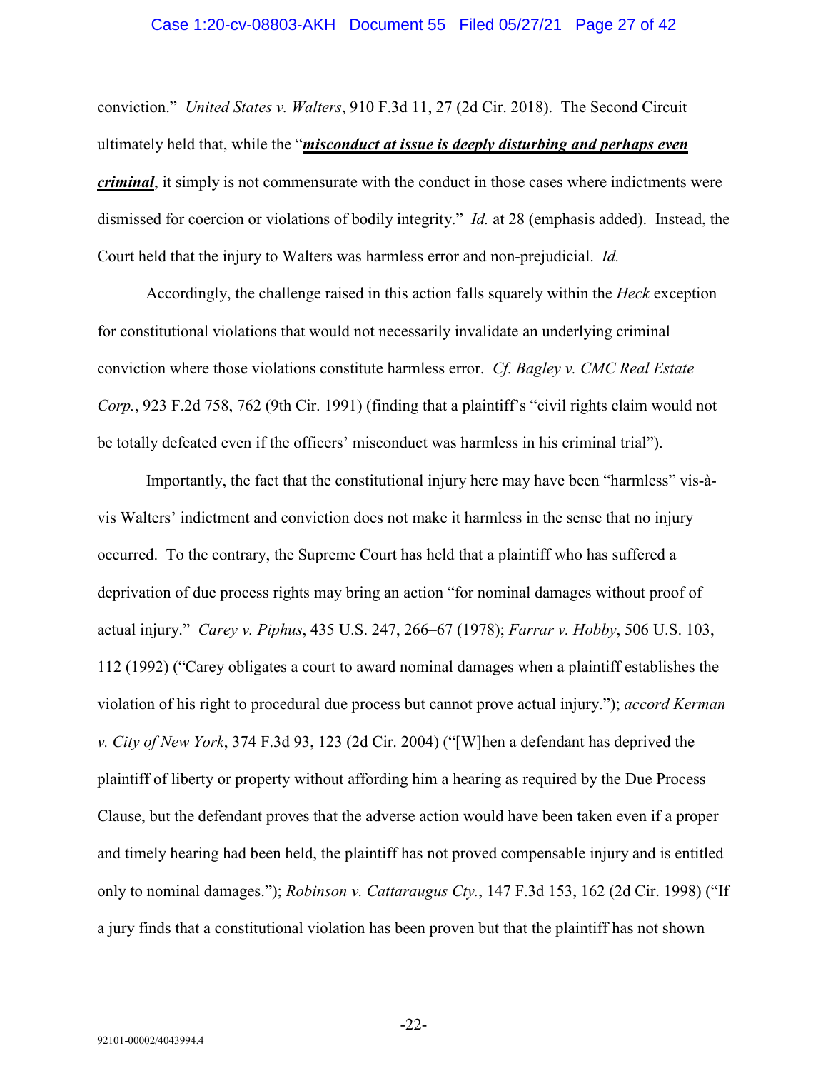conviction." *United States v. Walters*, 910 F.3d 11, 27 (2d Cir. 2018). The Second Circuit ultimately held that, while the "***misconduct at issue is deeply disturbing and perhaps even criminal***, it simply is not commensurate with the conduct in those cases where indictments were dismissed for coercion or violations of bodily integrity." *Id.* at 28 (emphasis added). Instead, the Court held that the injury to Walters was harmless error and non-prejudicial. *Id.*

Accordingly, the challenge raised in this action falls squarely within the *Heck* exception for constitutional violations that would not necessarily invalidate an underlying criminal conviction where those violations constitute harmless error. *Cf. Bagley v. CMC Real Estate Corp.*, 923 F.2d 758, 762 (9th Cir. 1991) (finding that a plaintiff's "civil rights claim would not be totally defeated even if the officers' misconduct was harmless in his criminal trial").

Importantly, the fact that the constitutional injury here may have been "harmless" vis-à-vis Walters' indictment and conviction does not make it harmless in the sense that no injury occurred. To the contrary, the Supreme Court has held that a plaintiff who has suffered a deprivation of due process rights may bring an action "for nominal damages without proof of actual injury." *Carey v. Piphus*, 435 U.S. 247, 266–67 (1978); *Farrar v. Hobby*, 506 U.S. 103, 112 (1992) ("Carey obligates a court to award nominal damages when a plaintiff establishes the violation of his right to procedural due process but cannot prove actual injury."); *accord Kerman v. City of New York*, 374 F.3d 93, 123 (2d Cir. 2004) ("[W]hen a defendant has deprived the plaintiff of liberty or property without affording him a hearing as required by the Due Process Clause, but the defendant proves that the adverse action would have been taken even if a proper and timely hearing had been held, the plaintiff has not proved compensable injury and is entitled only to nominal damages."); *Robinson v. Cattaraugus Cty.*, 147 F.3d 153, 162 (2d Cir. 1998) ("If a jury finds that a constitutional violation has been proven but that the plaintiff has not shown

92101-00002/4043994.4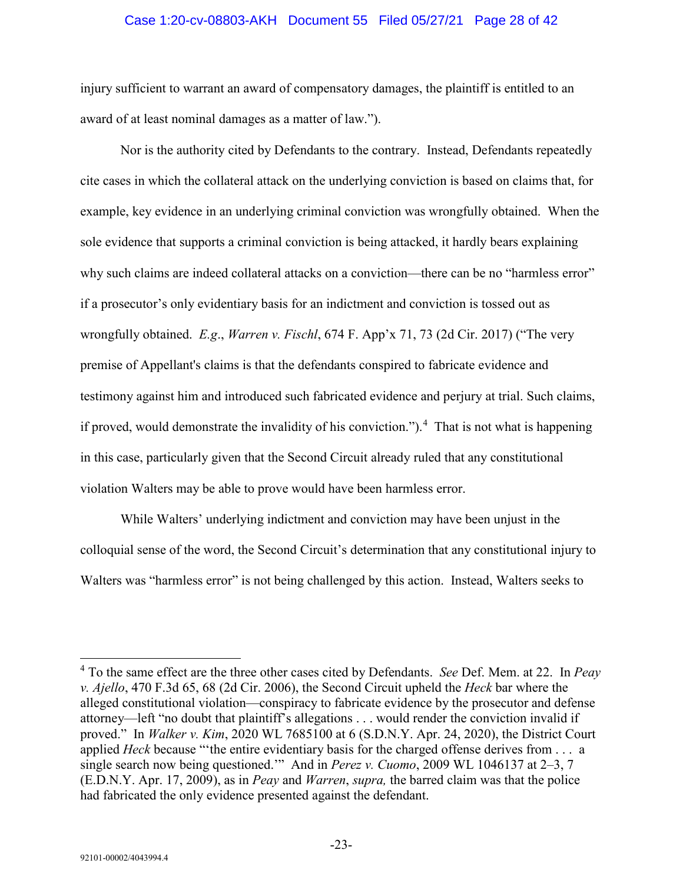injury sufficient to warrant an award of compensatory damages, the plaintiff is entitled to an award of at least nominal damages as a matter of law.").

Nor is the authority cited by Defendants to the contrary. Instead, Defendants repeatedly cite cases in which the collateral attack on the underlying conviction is based on claims that, for example, key evidence in an underlying criminal conviction was wrongfully obtained. When the sole evidence that supports a criminal conviction is being attacked, it hardly bears explaining why such claims are indeed collateral attacks on a conviction—there can be no "harmless error" if a prosecutor's only evidentiary basis for an indictment and conviction is tossed out as wrongfully obtained. *E.g.*, *Warren v. Fischl*, 674 F. App'x 71, 73 (2d Cir. 2017) ("The very premise of Appellant's claims is that the defendants conspired to fabricate evidence and testimony against him and introduced such fabricated evidence and perjury at trial. Such claims, if proved, would demonstrate the invalidity of his conviction.").[4] That is not what is happening in this case, particularly given that the Second Circuit already ruled that any constitutional violation Walters may be able to prove would have been harmless error.

While Walters' underlying indictment and conviction may have been unjust in the colloquial sense of the word, the Second Circuit's determination that any constitutional injury to Walters was "harmless error" is not being challenged by this action. Instead, Walters seeks to

---

[4] To the same effect are the three other cases cited by Defendants. *See* Def. Mem. at 22. In *Peay v. Ajello*, 470 F.3d 65, 68 (2d Cir. 2006), the Second Circuit upheld the *Heck* bar where the alleged constitutional violation—conspiracy to fabricate evidence by the prosecutor and defense attorney—left "no doubt that plaintiff's allegations . . . would render the conviction invalid if proved." In *Walker v. Kim*, 2020 WL 7685100 at 6 (S.D.N.Y. Apr. 24, 2020), the District Court applied *Heck* because "'the entire evidentiary basis for the charged offense derives from . . . a single search now being questioned.'" And in *Perez v. Cuomo*, 2009 WL 1046137 at 2–3, 7 (E.D.N.Y. Apr. 17, 2009), as in *Peay* and *Warren*, *supra,* the barred claim was that the police had fabricated the only evidence presented against the defendant.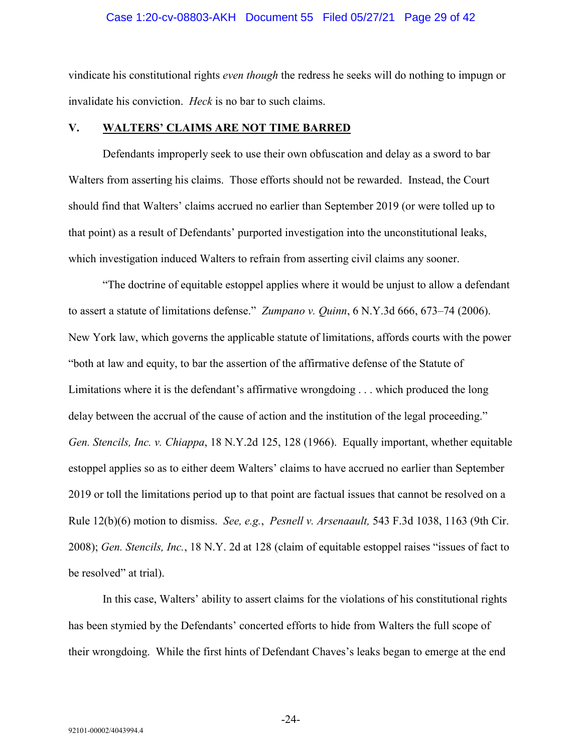vindicate his constitutional rights *even though* the redress he seeks will do nothing to impugn or invalidate his conviction. *Heck* is no bar to such claims.

## V. WALTERS' CLAIMS ARE NOT TIME BARRED

Defendants improperly seek to use their own obfuscation and delay as a sword to bar Walters from asserting his claims. Those efforts should not be rewarded. Instead, the Court should find that Walters' claims accrued no earlier than September 2019 (or were tolled up to that point) as a result of Defendants' purported investigation into the unconstitutional leaks, which investigation induced Walters to refrain from asserting civil claims any sooner.

"The doctrine of equitable estoppel applies where it would be unjust to allow a defendant to assert a statute of limitations defense." *Zumpano v. Quinn*, 6 N.Y.3d 666, 673–74 (2006). New York law, which governs the applicable statute of limitations, affords courts with the power "both at law and equity, to bar the assertion of the affirmative defense of the Statute of Limitations where it is the defendant's affirmative wrongdoing . . . which produced the long delay between the accrual of the cause of action and the institution of the legal proceeding." *Gen. Stencils, Inc. v. Chiappa*, 18 N.Y.2d 125, 128 (1966). Equally important, whether equitable estoppel applies so as to either deem Walters' claims to have accrued no earlier than September 2019 or toll the limitations period up to that point are factual issues that cannot be resolved on a Rule 12(b)(6) motion to dismiss. *See, e.g.*, *Pesnell v. Arsenaault,* 543 F.3d 1038, 1163 (9th Cir. 2008); *Gen. Stencils, Inc.*, 18 N.Y. 2d at 128 (claim of equitable estoppel raises "issues of fact to be resolved" at trial).

In this case, Walters' ability to assert claims for the violations of his constitutional rights has been stymied by the Defendants' concerted efforts to hide from Walters the full scope of their wrongdoing. While the first hints of Defendant Chaves's leaks began to emerge at the end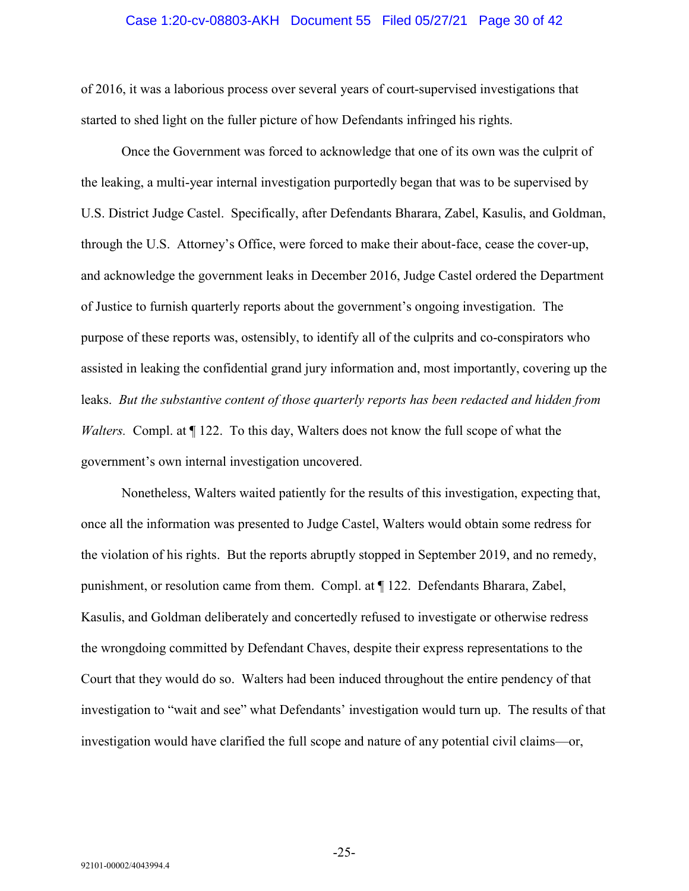of 2016, it was a laborious process over several years of court-supervised investigations that started to shed light on the fuller picture of how Defendants infringed his rights.

Once the Government was forced to acknowledge that one of its own was the culprit of the leaking, a multi-year internal investigation purportedly began that was to be supervised by U.S. District Judge Castel. Specifically, after Defendants Bharara, Zabel, Kasulis, and Goldman, through the U.S. Attorney's Office, were forced to make their about-face, cease the cover-up, and acknowledge the government leaks in December 2016, Judge Castel ordered the Department of Justice to furnish quarterly reports about the government's ongoing investigation. The purpose of these reports was, ostensibly, to identify all of the culprits and co-conspirators who assisted in leaking the confidential grand jury information and, most importantly, covering up the leaks. *But the substantive content of those quarterly reports has been redacted and hidden from Walters.* Compl. at ¶ 122. To this day, Walters does not know the full scope of what the government's own internal investigation uncovered.

Nonetheless, Walters waited patiently for the results of this investigation, expecting that, once all the information was presented to Judge Castel, Walters would obtain some redress for the violation of his rights. But the reports abruptly stopped in September 2019, and no remedy, punishment, or resolution came from them. Compl. at ¶ 122. Defendants Bharara, Zabel, Kasulis, and Goldman deliberately and concertedly refused to investigate or otherwise redress the wrongdoing committed by Defendant Chaves, despite their express representations to the Court that they would do so. Walters had been induced throughout the entire pendency of that investigation to "wait and see" what Defendants' investigation would turn up. The results of that investigation would have clarified the full scope and nature of any potential civil claims—or,

92101-00002/4043994.4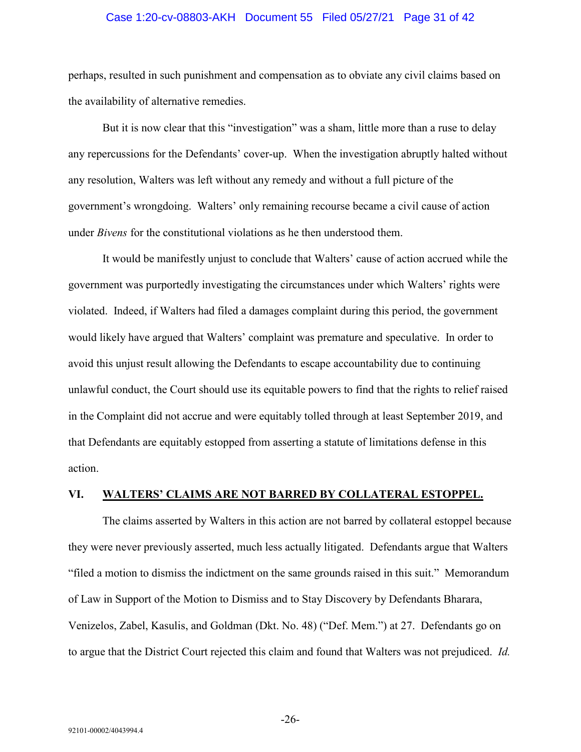perhaps, resulted in such punishment and compensation as to obviate any civil claims based on the availability of alternative remedies.

But it is now clear that this "investigation" was a sham, little more than a ruse to delay any repercussions for the Defendants' cover-up. When the investigation abruptly halted without any resolution, Walters was left without any remedy and without a full picture of the government's wrongdoing. Walters' only remaining recourse became a civil cause of action under *Bivens* for the constitutional violations as he then understood them.

It would be manifestly unjust to conclude that Walters' cause of action accrued while the government was purportedly investigating the circumstances under which Walters' rights were violated. Indeed, if Walters had filed a damages complaint during this period, the government would likely have argued that Walters' complaint was premature and speculative. In order to avoid this unjust result allowing the Defendants to escape accountability due to continuing unlawful conduct, the Court should use its equitable powers to find that the rights to relief raised in the Complaint did not accrue and were equitably tolled through at least September 2019, and that Defendants are equitably estopped from asserting a statute of limitations defense in this action.

## VI. WALTERS' CLAIMS ARE NOT BARRED BY COLLATERAL ESTOPPEL.

The claims asserted by Walters in this action are not barred by collateral estoppel because they were never previously asserted, much less actually litigated. Defendants argue that Walters "filed a motion to dismiss the indictment on the same grounds raised in this suit." Memorandum of Law in Support of the Motion to Dismiss and to Stay Discovery by Defendants Bharara, Venizelos, Zabel, Kasulis, and Goldman (Dkt. No. 48) ("Def. Mem.") at 27. Defendants go on to argue that the District Court rejected this claim and found that Walters was not prejudiced. *Id.*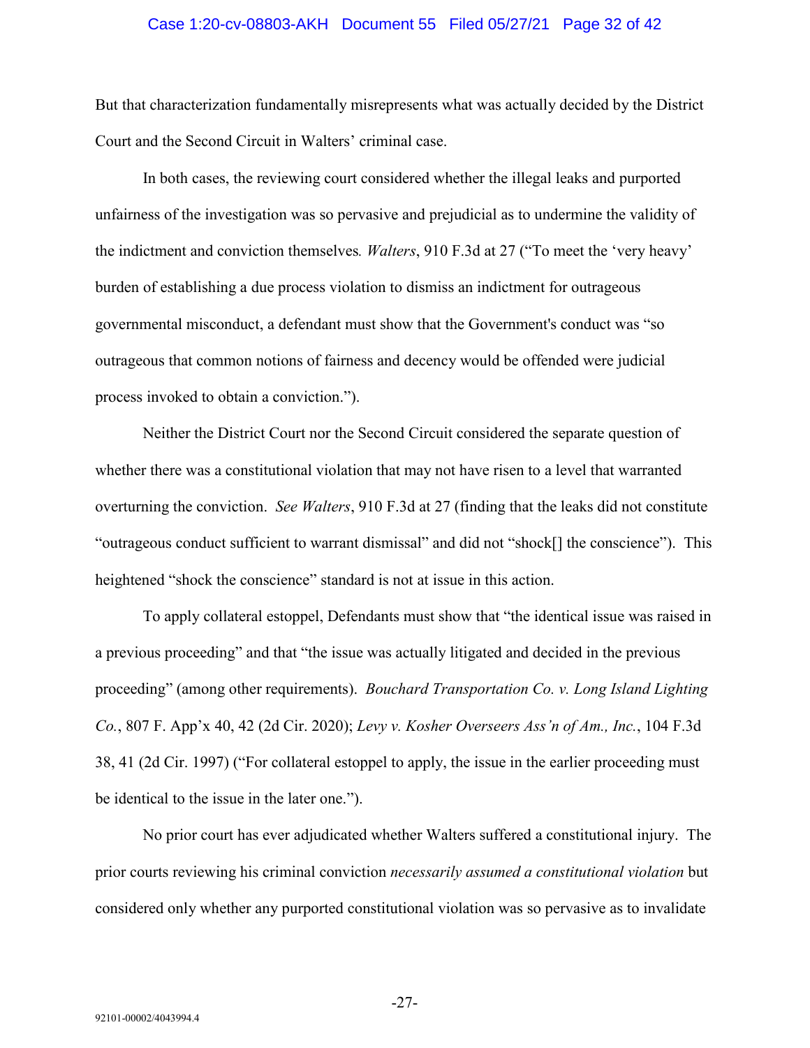But that characterization fundamentally misrepresents what was actually decided by the District Court and the Second Circuit in Walters' criminal case.

In both cases, the reviewing court considered whether the illegal leaks and purported unfairness of the investigation was so pervasive and prejudicial as to undermine the validity of the indictment and conviction themselves*.* *Walters*, 910 F.3d at 27 ("To meet the 'very heavy' burden of establishing a due process violation to dismiss an indictment for outrageous governmental misconduct, a defendant must show that the Government's conduct was "so outrageous that common notions of fairness and decency would be offended were judicial process invoked to obtain a conviction.").

Neither the District Court nor the Second Circuit considered the separate question of whether there was a constitutional violation that may not have risen to a level that warranted overturning the conviction. *See Walters*, 910 F.3d at 27 (finding that the leaks did not constitute "outrageous conduct sufficient to warrant dismissal" and did not "shock[] the conscience"). This heightened "shock the conscience" standard is not at issue in this action.

To apply collateral estoppel, Defendants must show that "the identical issue was raised in a previous proceeding" and that "the issue was actually litigated and decided in the previous proceeding" (among other requirements). *Bouchard Transportation Co. v. Long Island Lighting Co.*, 807 F. App'x 40, 42 (2d Cir. 2020); *Levy v. Kosher Overseers Ass'n of Am., Inc.*, 104 F.3d 38, 41 (2d Cir. 1997) ("For collateral estoppel to apply, the issue in the earlier proceeding must be identical to the issue in the later one.").

No prior court has ever adjudicated whether Walters suffered a constitutional injury. The prior courts reviewing his criminal conviction *necessarily assumed a constitutional violation* but considered only whether any purported constitutional violation was so pervasive as to invalidate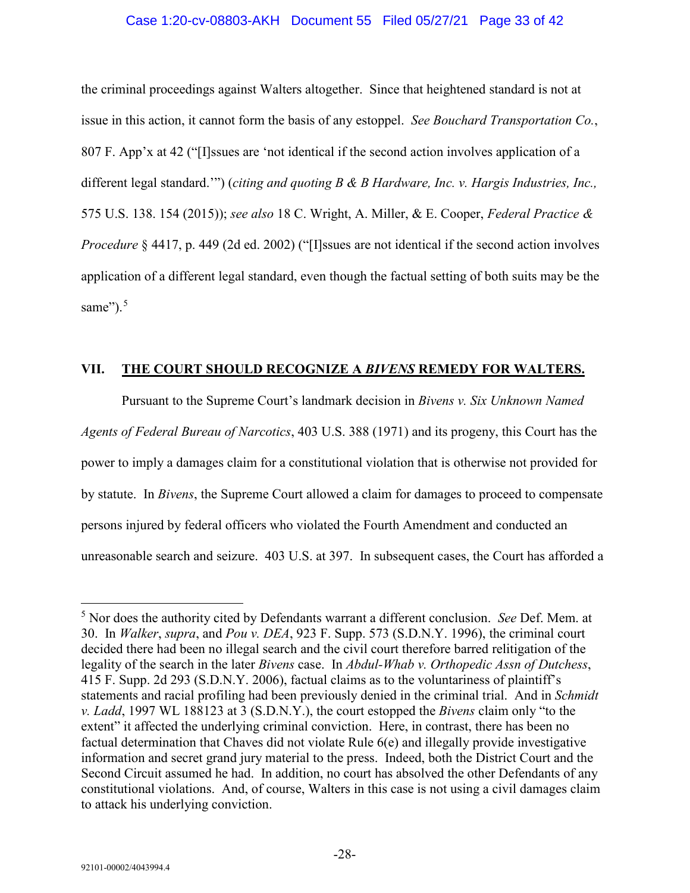the criminal proceedings against Walters altogether. Since that heightened standard is not at issue in this action, it cannot form the basis of any estoppel. *See Bouchard Transportation Co.*, 807 F. App'x at 42 ("[I]ssues are 'not identical if the second action involves application of a different legal standard.'") (*citing and quoting B & B Hardware, Inc. v. Hargis Industries, Inc.,* 575 U.S. 138. 154 (2015)); *see also* 18 C. Wright, A. Miller, & E. Cooper, *Federal Practice & Procedure* § 4417, p. 449 (2d ed. 2002) ("[I]ssues are not identical if the second action involves application of a different legal standard, even though the factual setting of both suits may be the same").[5]

## VII. THE COURT SHOULD RECOGNIZE A *BIVENS* REMEDY FOR WALTERS.

Pursuant to the Supreme Court's landmark decision in *Bivens v. Six Unknown Named Agents of Federal Bureau of Narcotics*, 403 U.S. 388 (1971) and its progeny, this Court has the power to imply a damages claim for a constitutional violation that is otherwise not provided for by statute. In *Bivens*, the Supreme Court allowed a claim for damages to proceed to compensate persons injured by federal officers who violated the Fourth Amendment and conducted an unreasonable search and seizure. 403 U.S. at 397. In subsequent cases, the Court has afforded a

---

[5] Nor does the authority cited by Defendants warrant a different conclusion. *See* Def. Mem. at 30. In *Walker*, *supra*, and *Pou v. DEA*, 923 F. Supp. 573 (S.D.N.Y. 1996), the criminal court decided there had been no illegal search and the civil court therefore barred relitigation of the legality of the search in the later *Bivens* case. In *Abdul-Whab v. Orthopedic Assn of Dutchess*, 415 F. Supp. 2d 293 (S.D.N.Y. 2006), factual claims as to the voluntariness of plaintiff's statements and racial profiling had been previously denied in the criminal trial. And in *Schmidt v. Ladd*, 1997 WL 188123 at 3 (S.D.N.Y.), the court estopped the *Bivens* claim only "to the extent" it affected the underlying criminal conviction. Here, in contrast, there has been no factual determination that Chaves did not violate Rule 6(e) and illegally provide investigative information and secret grand jury material to the press. Indeed, both the District Court and the Second Circuit assumed he had. In addition, no court has absolved the other Defendants of any constitutional violations. And, of course, Walters in this case is not using a civil damages claim to attack his underlying conviction.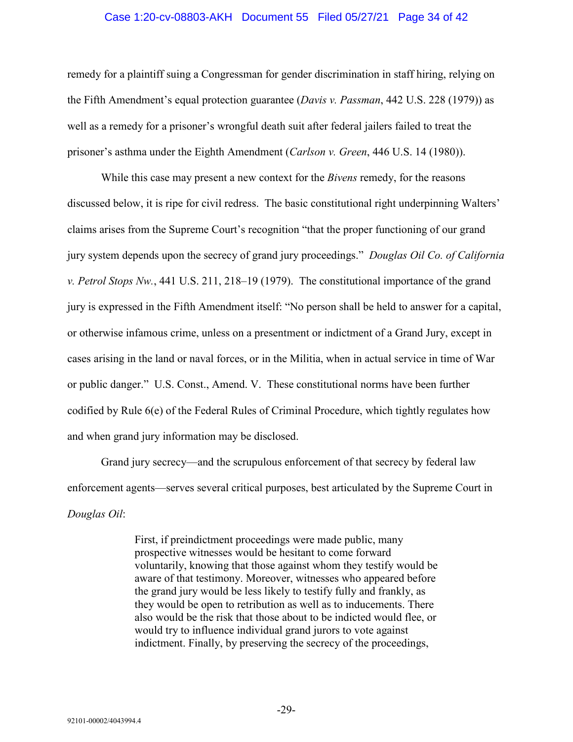remedy for a plaintiff suing a Congressman for gender discrimination in staff hiring, relying on the Fifth Amendment's equal protection guarantee (*Davis v. Passman*, 442 U.S. 228 (1979)) as well as a remedy for a prisoner's wrongful death suit after federal jailers failed to treat the prisoner's asthma under the Eighth Amendment (*Carlson v. Green*, 446 U.S. 14 (1980)).

While this case may present a new context for the *Bivens* remedy, for the reasons discussed below, it is ripe for civil redress. The basic constitutional right underpinning Walters' claims arises from the Supreme Court's recognition "that the proper functioning of our grand jury system depends upon the secrecy of grand jury proceedings." *Douglas Oil Co. of California v. Petrol Stops Nw.*, 441 U.S. 211, 218–19 (1979). The constitutional importance of the grand jury is expressed in the Fifth Amendment itself: "No person shall be held to answer for a capital, or otherwise infamous crime, unless on a presentment or indictment of a Grand Jury, except in cases arising in the land or naval forces, or in the Militia, when in actual service in time of War or public danger." U.S. Const., Amend. V. These constitutional norms have been further codified by Rule 6(e) of the Federal Rules of Criminal Procedure, which tightly regulates how and when grand jury information may be disclosed.

Grand jury secrecy—and the scrupulous enforcement of that secrecy by federal law enforcement agents—serves several critical purposes, best articulated by the Supreme Court in *Douglas Oil*:

> First, if preindictment proceedings were made public, many prospective witnesses would be hesitant to come forward voluntarily, knowing that those against whom they testify would be aware of that testimony. Moreover, witnesses who appeared before the grand jury would be less likely to testify fully and frankly, as they would be open to retribution as well as to inducements. There also would be the risk that those about to be indicted would flee, or would try to influence individual grand jurors to vote against indictment. Finally, by preserving the secrecy of the proceedings,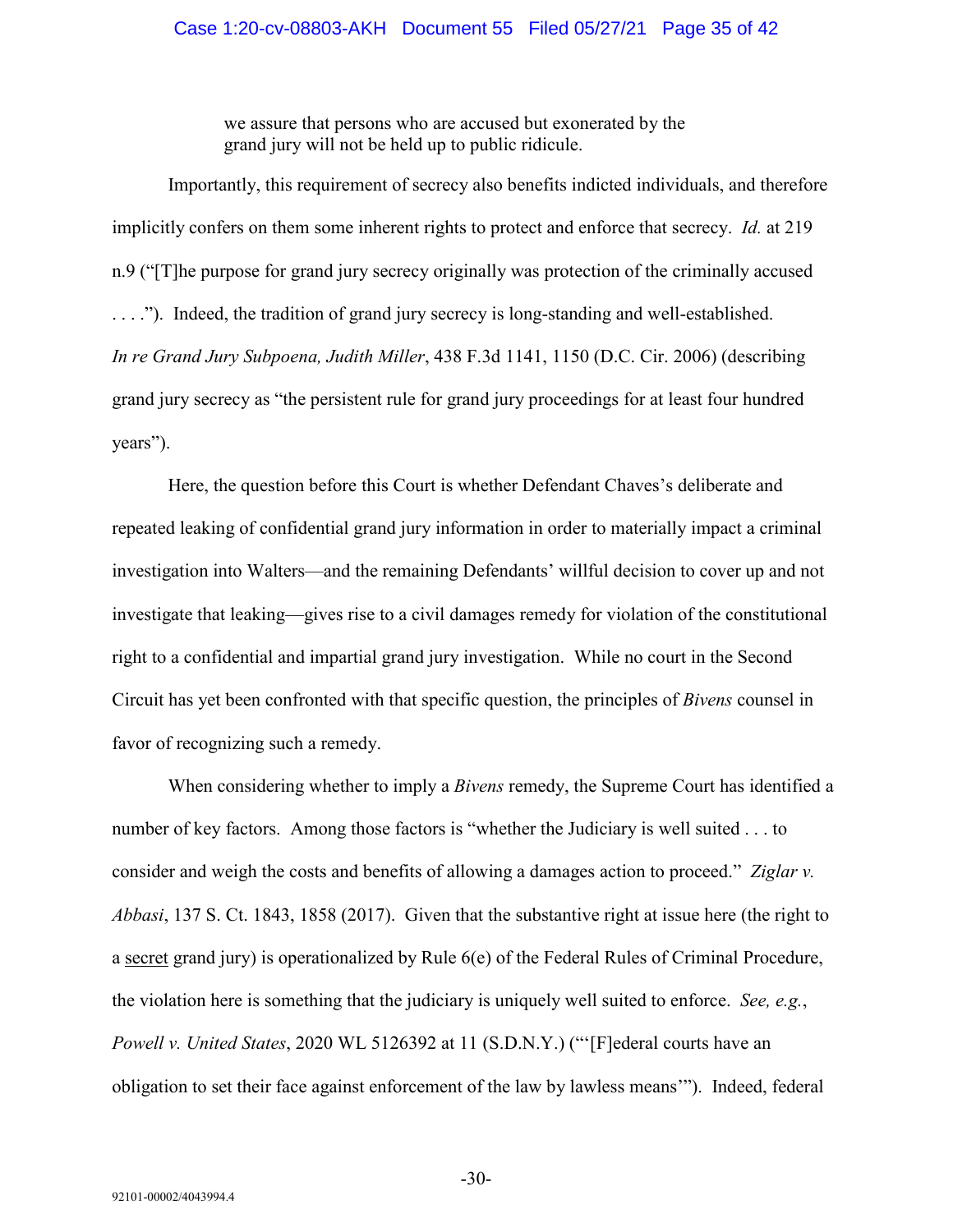> we assure that persons who are accused but exonerated by the grand jury will not be held up to public ridicule.

Importantly, this requirement of secrecy also benefits indicted individuals, and therefore implicitly confers on them some inherent rights to protect and enforce that secrecy. *Id.* at 219 n.9 ("[T]he purpose for grand jury secrecy originally was protection of the criminally accused . . . ."). Indeed, the tradition of grand jury secrecy is long-standing and well-established. *In re Grand Jury Subpoena, Judith Miller*, 438 F.3d 1141, 1150 (D.C. Cir. 2006) (describing grand jury secrecy as "the persistent rule for grand jury proceedings for at least four hundred years").

Here, the question before this Court is whether Defendant Chaves's deliberate and repeated leaking of confidential grand jury information in order to materially impact a criminal investigation into Walters—and the remaining Defendants' willful decision to cover up and not investigate that leaking—gives rise to a civil damages remedy for violation of the constitutional right to a confidential and impartial grand jury investigation. While no court in the Second Circuit has yet been confronted with that specific question, the principles of *Bivens* counsel in favor of recognizing such a remedy.

When considering whether to imply a *Bivens* remedy, the Supreme Court has identified a number of key factors. Among those factors is "whether the Judiciary is well suited . . . to consider and weigh the costs and benefits of allowing a damages action to proceed." *Ziglar v. Abbasi*, 137 S. Ct. 1843, 1858 (2017). Given that the substantive right at issue here (the right to a <u>secret</u> grand jury) is operationalized by Rule 6(e) of the Federal Rules of Criminal Procedure, the violation here is something that the judiciary is uniquely well suited to enforce. *See, e.g.*, *Powell v. United States*, 2020 WL 5126392 at 11 (S.D.N.Y.) ("'[F]ederal courts have an obligation to set their face against enforcement of the law by lawless means'"). Indeed, federal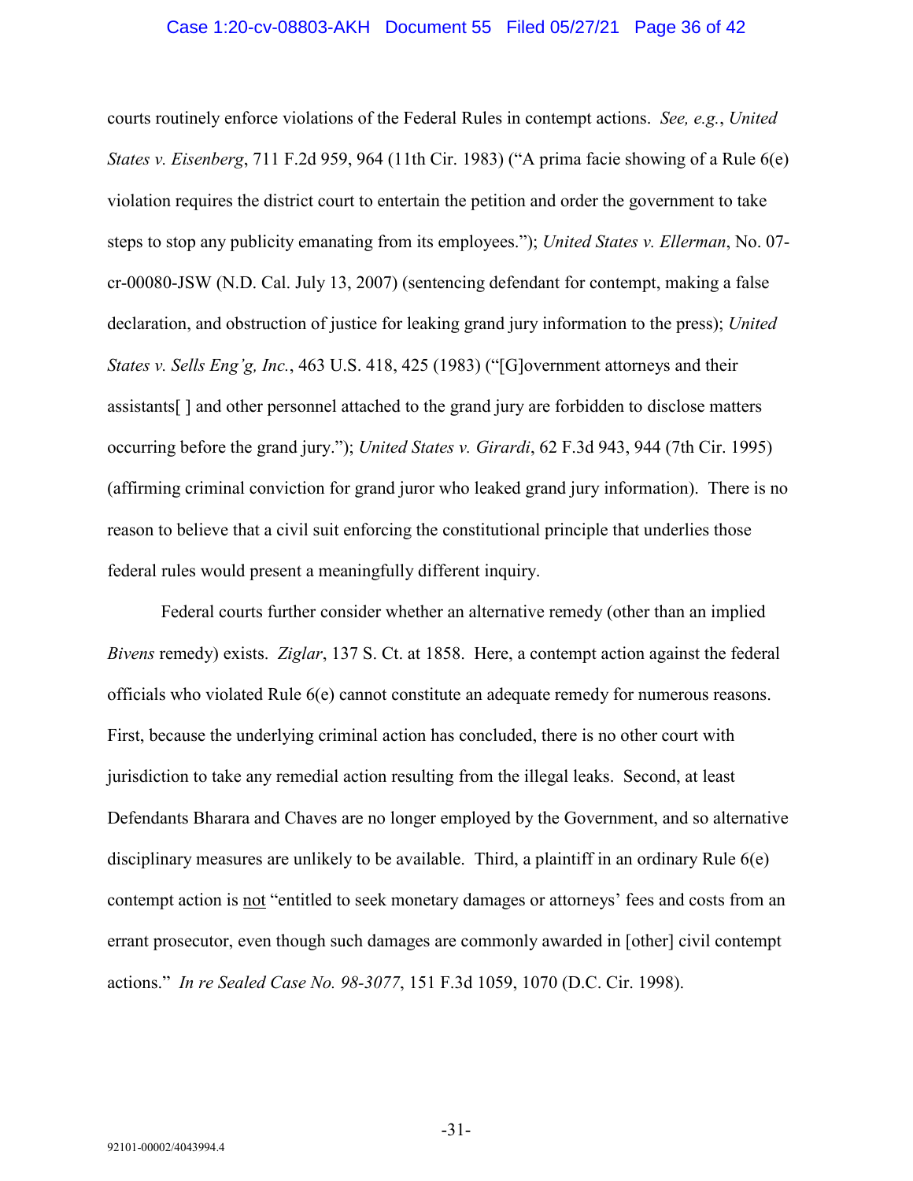courts routinely enforce violations of the Federal Rules in contempt actions. *See, e.g.*, *United States v. Eisenberg*, 711 F.2d 959, 964 (11th Cir. 1983) ("A prima facie showing of a Rule 6(e) violation requires the district court to entertain the petition and order the government to take steps to stop any publicity emanating from its employees."); *United States v. Ellerman*, No. 07-cr-00080-JSW (N.D. Cal. July 13, 2007) (sentencing defendant for contempt, making a false declaration, and obstruction of justice for leaking grand jury information to the press); *United States v. Sells Eng'g, Inc.*, 463 U.S. 418, 425 (1983) ("[G]overnment attorneys and their assistants[ ] and other personnel attached to the grand jury are forbidden to disclose matters occurring before the grand jury."); *United States v. Girardi*, 62 F.3d 943, 944 (7th Cir. 1995) (affirming criminal conviction for grand juror who leaked grand jury information). There is no reason to believe that a civil suit enforcing the constitutional principle that underlies those federal rules would present a meaningfully different inquiry.

Federal courts further consider whether an alternative remedy (other than an implied *Bivens* remedy) exists. *Ziglar*, 137 S. Ct. at 1858. Here, a contempt action against the federal officials who violated Rule 6(e) cannot constitute an adequate remedy for numerous reasons. First, because the underlying criminal action has concluded, there is no other court with jurisdiction to take any remedial action resulting from the illegal leaks. Second, at least Defendants Bharara and Chaves are no longer employed by the Government, and so alternative disciplinary measures are unlikely to be available. Third, a plaintiff in an ordinary Rule 6(e) contempt action is <u>not</u> "entitled to seek monetary damages or attorneys' fees and costs from an errant prosecutor, even though such damages are commonly awarded in [other] civil contempt actions." *In re Sealed Case No. 98-3077*, 151 F.3d 1059, 1070 (D.C. Cir. 1998).

92101-00002/4043994.4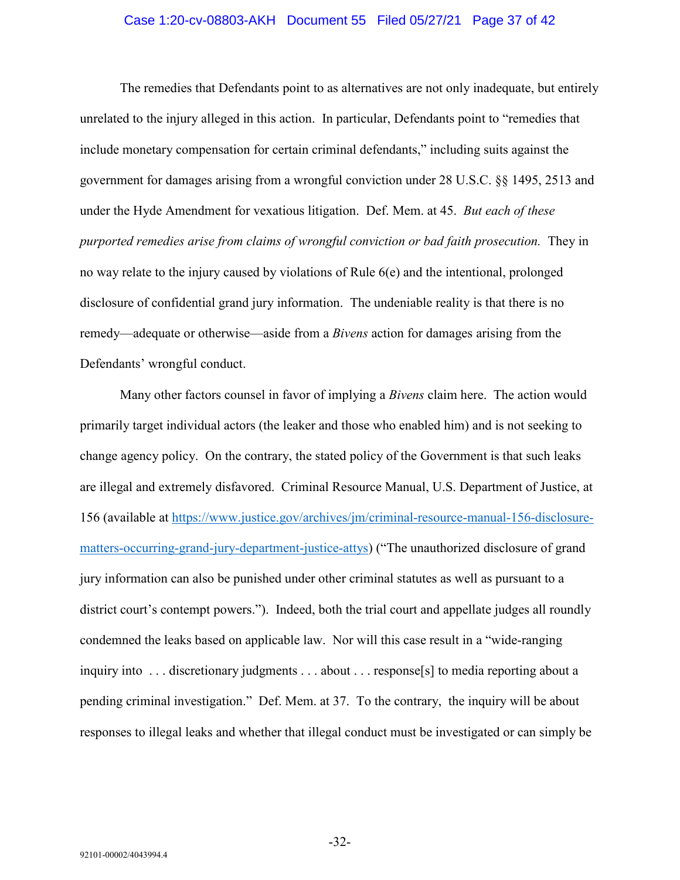The remedies that Defendants point to as alternatives are not only inadequate, but entirely unrelated to the injury alleged in this action. In particular, Defendants point to "remedies that include monetary compensation for certain criminal defendants," including suits against the government for damages arising from a wrongful conviction under 28 U.S.C. §§ 1495, 2513 and under the Hyde Amendment for vexatious litigation. Def. Mem. at 45. *But each of these purported remedies arise from claims of wrongful conviction or bad faith prosecution.* They in no way relate to the injury caused by violations of Rule 6(e) and the intentional, prolonged disclosure of confidential grand jury information. The undeniable reality is that there is no remedy—adequate or otherwise—aside from a *Bivens* action for damages arising from the Defendants' wrongful conduct.

Many other factors counsel in favor of implying a *Bivens* claim here. The action would primarily target individual actors (the leaker and those who enabled him) and is not seeking to change agency policy. On the contrary, the stated policy of the Government is that such leaks are illegal and extremely disfavored. Criminal Resource Manual, U.S. Department of Justice, at 156 (available at https://www.justice.gov/archives/jm/criminal-resource-manual-156-disclosure-matters-occurring-grand-jury-department-justice-attys) ("The unauthorized disclosure of grand jury information can also be punished under other criminal statutes as well as pursuant to a district court's contempt powers."). Indeed, both the trial court and appellate judges all roundly condemned the leaks based on applicable law. Nor will this case result in a "wide-ranging inquiry into . . . discretionary judgments . . . about . . . response[s] to media reporting about a pending criminal investigation." Def. Mem. at 37. To the contrary, the inquiry will be about responses to illegal leaks and whether that illegal conduct must be investigated or can simply be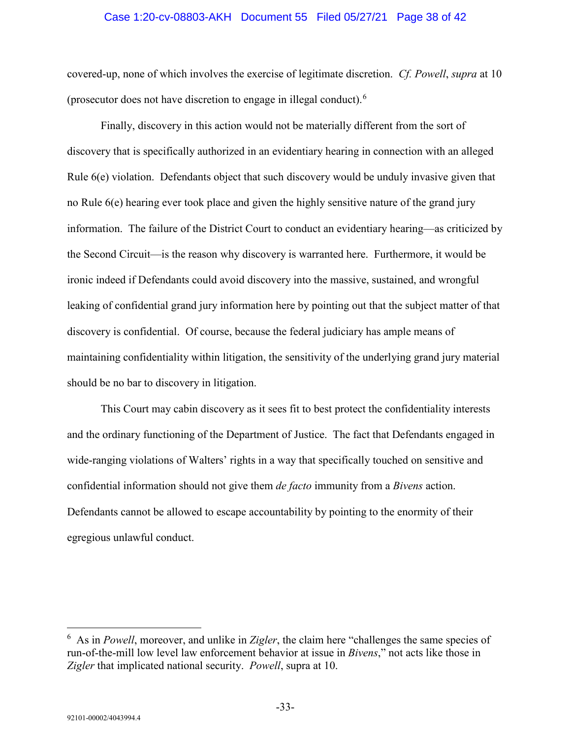covered-up, none of which involves the exercise of legitimate discretion. *Cf. Powell*, *supra* at 10 (prosecutor does not have discretion to engage in illegal conduct).[6]

Finally, discovery in this action would not be materially different from the sort of discovery that is specifically authorized in an evidentiary hearing in connection with an alleged Rule 6(e) violation. Defendants object that such discovery would be unduly invasive given that no Rule 6(e) hearing ever took place and given the highly sensitive nature of the grand jury information. The failure of the District Court to conduct an evidentiary hearing—as criticized by the Second Circuit—is the reason why discovery is warranted here. Furthermore, it would be ironic indeed if Defendants could avoid discovery into the massive, sustained, and wrongful leaking of confidential grand jury information here by pointing out that the subject matter of that discovery is confidential. Of course, because the federal judiciary has ample means of maintaining confidentiality within litigation, the sensitivity of the underlying grand jury material should be no bar to discovery in litigation.

This Court may cabin discovery as it sees fit to best protect the confidentiality interests and the ordinary functioning of the Department of Justice. The fact that Defendants engaged in wide-ranging violations of Walters' rights in a way that specifically touched on sensitive and confidential information should not give them *de facto* immunity from a *Bivens* action. Defendants cannot be allowed to escape accountability by pointing to the enormity of their egregious unlawful conduct.

---

[6] As in *Powell*, moreover, and unlike in *Zigler*, the claim here "challenges the same species of run-of-the-mill low level law enforcement behavior at issue in *Bivens*," not acts like those in *Zigler* that implicated national security. *Powell*, supra at 10.

92101-00002/4043994.4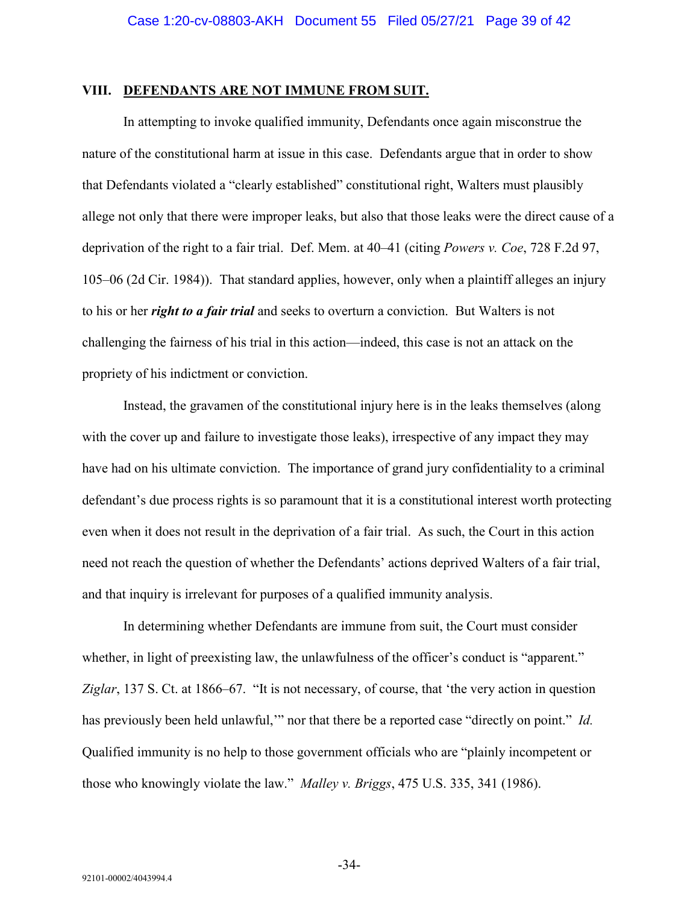## VIII. **DEFENDANTS ARE NOT IMMUNE FROM SUIT.**

In attempting to invoke qualified immunity, Defendants once again misconstrue the nature of the constitutional harm at issue in this case. Defendants argue that in order to show that Defendants violated a "clearly established" constitutional right, Walters must plausibly allege not only that there were improper leaks, but also that those leaks were the direct cause of a deprivation of the right to a fair trial. Def. Mem. at 40–41 (citing *Powers v. Coe*, 728 F.2d 97, 105–06 (2d Cir. 1984)). That standard applies, however, only when a plaintiff alleges an injury to his or her ***right to a fair trial*** and seeks to overturn a conviction. But Walters is not challenging the fairness of his trial in this action—indeed, this case is not an attack on the propriety of his indictment or conviction.

Instead, the gravamen of the constitutional injury here is in the leaks themselves (along with the cover up and failure to investigate those leaks), irrespective of any impact they may have had on his ultimate conviction. The importance of grand jury confidentiality to a criminal defendant's due process rights is so paramount that it is a constitutional interest worth protecting even when it does not result in the deprivation of a fair trial. As such, the Court in this action need not reach the question of whether the Defendants' actions deprived Walters of a fair trial, and that inquiry is irrelevant for purposes of a qualified immunity analysis.

In determining whether Defendants are immune from suit, the Court must consider whether, in light of preexisting law, the unlawfulness of the officer's conduct is "apparent." *Ziglar*, 137 S. Ct. at 1866–67. "It is not necessary, of course, that 'the very action in question has previously been held unlawful,'" nor that there be a reported case "directly on point." *Id.* Qualified immunity is no help to those government officials who are "plainly incompetent or those who knowingly violate the law." *Malley v. Briggs*, 475 U.S. 335, 341 (1986).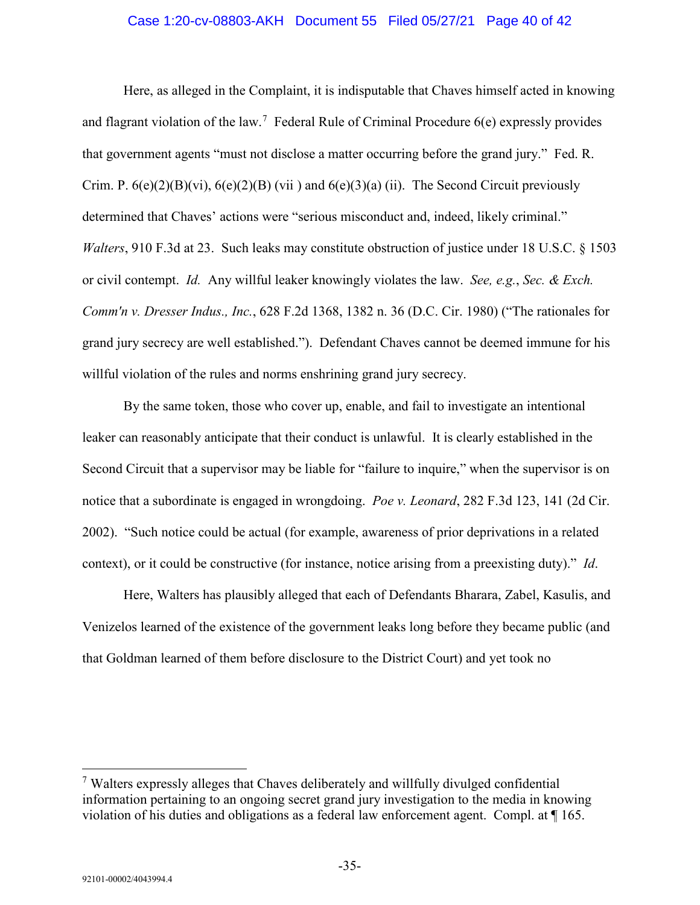Here, as alleged in the Complaint, it is indisputable that Chaves himself acted in knowing and flagrant violation of the law.[7] Federal Rule of Criminal Procedure 6(e) expressly provides that government agents "must not disclose a matter occurring before the grand jury." Fed. R. Crim. P. 6(e)(2)(B)(vi), 6(e)(2)(B) (vii ) and 6(e)(3)(a) (ii). The Second Circuit previously determined that Chaves' actions were "serious misconduct and, indeed, likely criminal." *Walters*, 910 F.3d at 23. Such leaks may constitute obstruction of justice under 18 U.S.C. § 1503 or civil contempt. *Id.* Any willful leaker knowingly violates the law. *See, e.g.*, *Sec. & Exch. Comm'n v. Dresser Indus., Inc.*, 628 F.2d 1368, 1382 n. 36 (D.C. Cir. 1980) ("The rationales for grand jury secrecy are well established."). Defendant Chaves cannot be deemed immune for his willful violation of the rules and norms enshrining grand jury secrecy.

By the same token, those who cover up, enable, and fail to investigate an intentional leaker can reasonably anticipate that their conduct is unlawful. It is clearly established in the Second Circuit that a supervisor may be liable for "failure to inquire," when the supervisor is on notice that a subordinate is engaged in wrongdoing. *Poe v. Leonard*, 282 F.3d 123, 141 (2d Cir. 2002). "Such notice could be actual (for example, awareness of prior deprivations in a related context), or it could be constructive (for instance, notice arising from a preexisting duty)." *Id*.

Here, Walters has plausibly alleged that each of Defendants Bharara, Zabel, Kasulis, and Venizelos learned of the existence of the government leaks long before they became public (and that Goldman learned of them before disclosure to the District Court) and yet took no

[7] Walters expressly alleges that Chaves deliberately and willfully divulged confidential information pertaining to an ongoing secret grand jury investigation to the media in knowing violation of his duties and obligations as a federal law enforcement agent. Compl. at ¶ 165.

92101-00002/4043994.4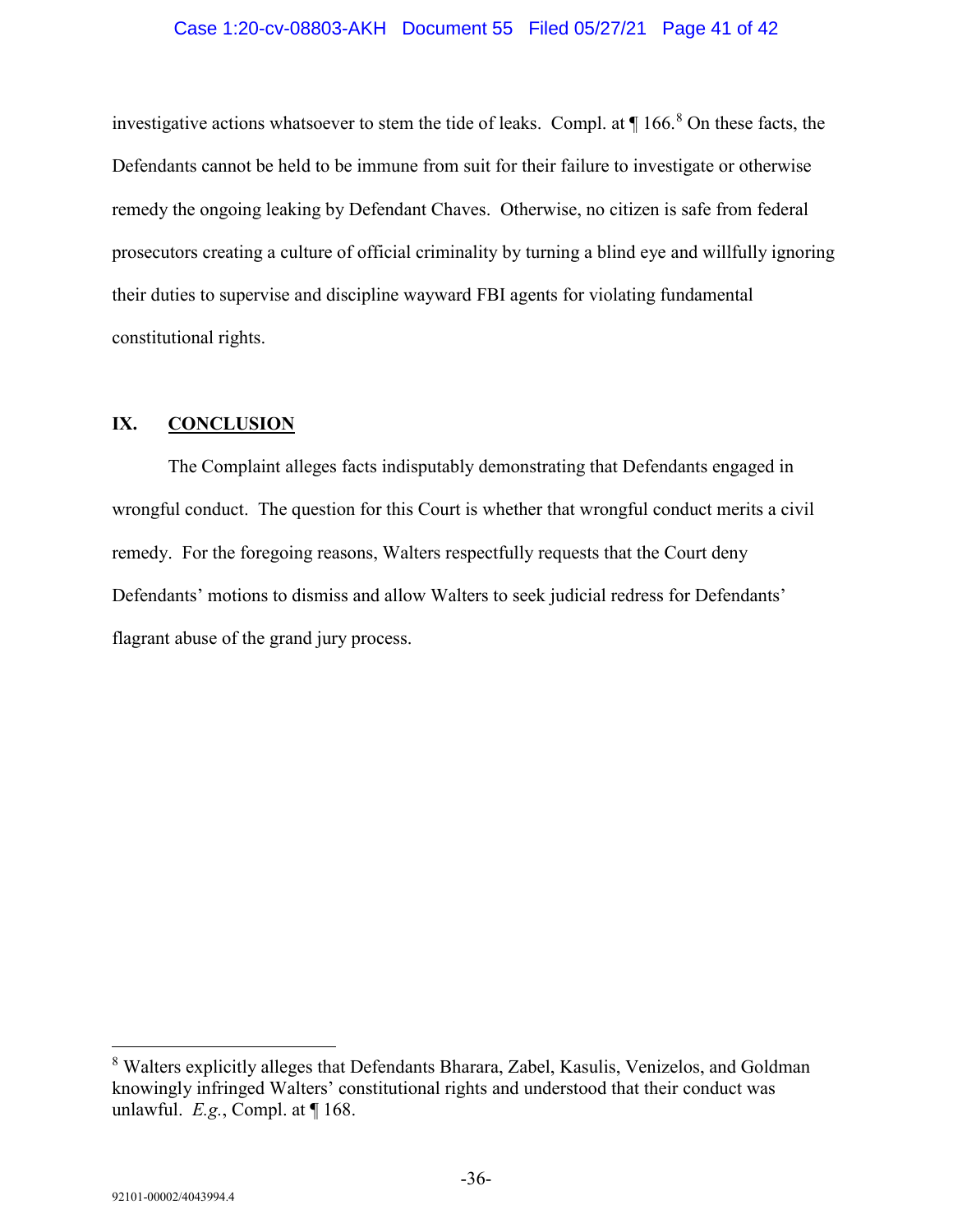investigative actions whatsoever to stem the tide of leaks. Compl. at ¶ 166.[8] On these facts, the Defendants cannot be held to be immune from suit for their failure to investigate or otherwise remedy the ongoing leaking by Defendant Chaves. Otherwise, no citizen is safe from federal prosecutors creating a culture of official criminality by turning a blind eye and willfully ignoring their duties to supervise and discipline wayward FBI agents for violating fundamental constitutional rights.

## IX. CONCLUSION

The Complaint alleges facts indisputably demonstrating that Defendants engaged in wrongful conduct. The question for this Court is whether that wrongful conduct merits a civil remedy. For the foregoing reasons, Walters respectfully requests that the Court deny Defendants' motions to dismiss and allow Walters to seek judicial redress for Defendants' flagrant abuse of the grand jury process.

---

[8] Walters explicitly alleges that Defendants Bharara, Zabel, Kasulis, Venizelos, and Goldman knowingly infringed Walters' constitutional rights and understood that their conduct was unlawful. *E.g.*, Compl. at ¶ 168.

92101-00002/4043994.4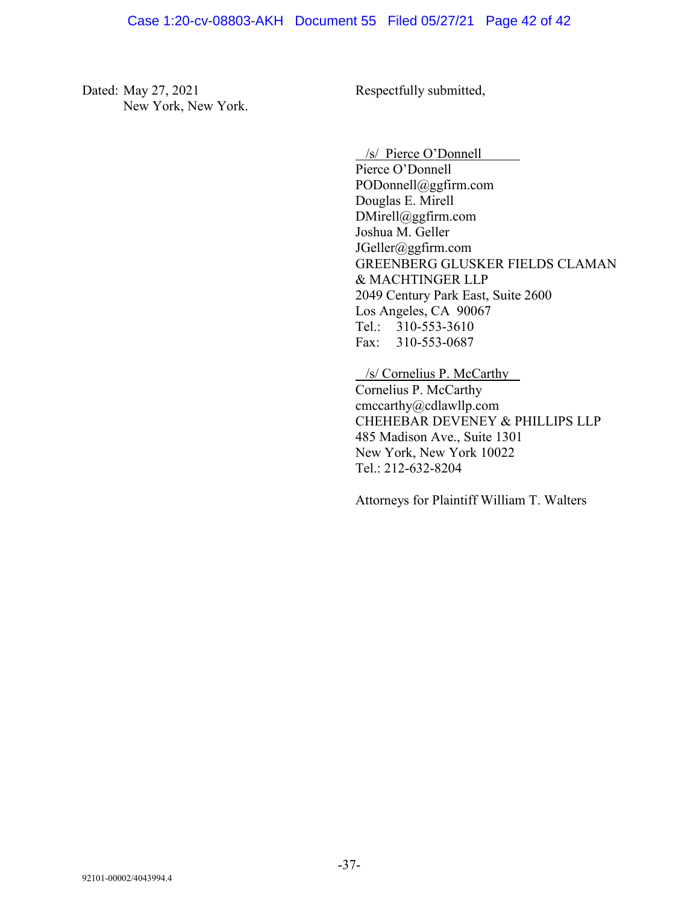Dated: May 27, 2021
New York, New York.

Respectfully submitted,

/s/ Pierce O'Donnell
Pierce O'Donnell
PODonnell@ggfirm.com
Douglas E. Mirell
DMirell@ggfirm.com
Joshua M. Geller
JGeller@ggfirm.com
GREENBERG GLUSKER FIELDS CLAMAN & MACHTINGER LLP
2049 Century Park East, Suite 2600
Los Angeles, CA 90067
Tel.: 310-553-3610
Fax: 310-553-0687

/s/ Cornelius P. McCarthy
Cornelius P. McCarthy
cmccarthy@cdlawllp.com
CHEHEBAR DEVENEY & PHILLIPS LLP
485 Madison Ave., Suite 1301
New York, New York 10022
Tel.: 212-632-8204

Attorneys for Plaintiff William T. Walters

92101-00002/4043994.4